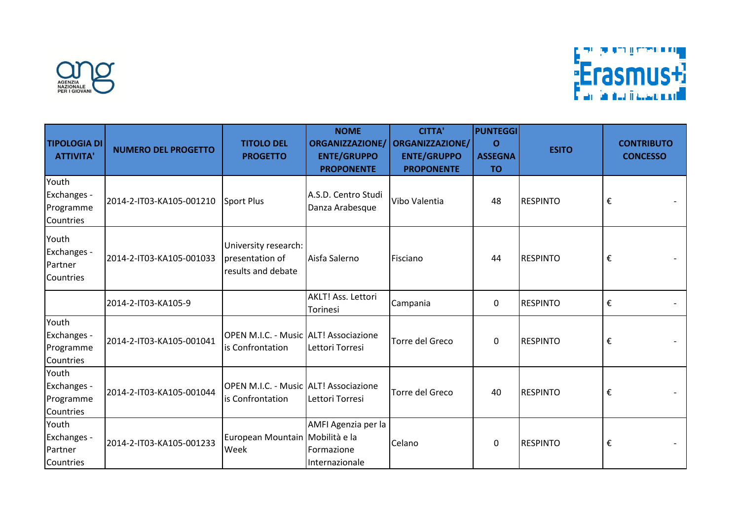| TIPOLOGIA DI ATTIVITA' | NUMERO DEL PROGETTO | TITOLO DEL PROGETTO | NOME ORGANIZZAZIONE/ ENTE/GRUPPO PROPONENTE | CITTA' ORGANIZZAZIONE/ ENTE/GRUPPO PROPONENTE | PUNTEGGIO ASSEGNATO | ESITO | CONTRIBUTO CONCESSO |
| --- | --- | --- | --- | --- | --- | --- | --- |
| Youth Exchanges - Programme Countries | 2014-2-IT03-KA105-001210 | Sport Plus | A.S.D. Centro Studi Danza Arabesque | Vibo Valentia | 48 | RESPINTO | € - |
| Youth Exchanges - Partner Countries | 2014-2-IT03-KA105-001033 | University research: presentation of results and debate | Aisfa Salerno | Fisciano | 44 | RESPINTO | € - |
| | 2014-2-IT03-KA105-9 | | AKLT! Ass. Lettori Torinesi | Campania | 0 | RESPINTO | € - |
| Youth Exchanges - Programme Countries | 2014-2-IT03-KA105-001041 | OPEN M.I.C. - Music is Confrontation | ALT! Associazione Lettori Torresi | Torre del Greco | 0 | RESPINTO | € - |
| Youth Exchanges - Programme Countries | 2014-2-IT03-KA105-001044 | OPEN M.I.C. - Music is Confrontation | ALT! Associazione Lettori Torresi | Torre del Greco | 40 | RESPINTO | € - |
| Youth Exchanges - Partner Countries | 2014-2-IT03-KA105-001233 | European Mountain Week | AMFI Agenzia per la Mobilità e la Formazione Internazionale | Celano | 0 | RESPINTO | € - |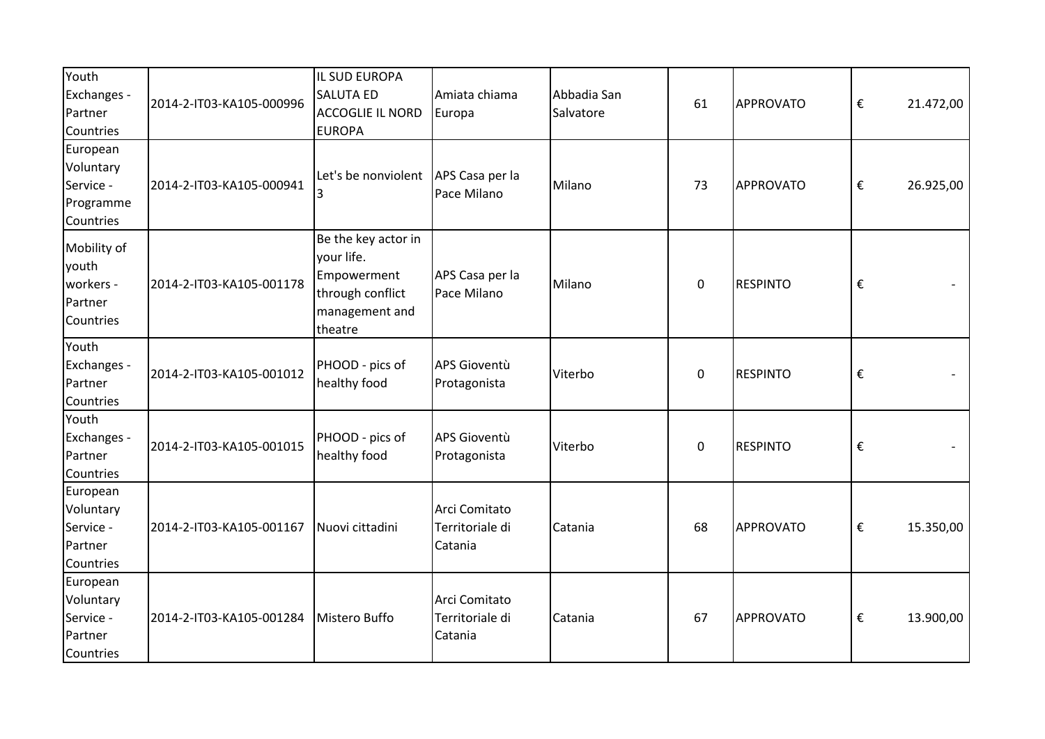| | | | | | | | |
|---|---|---|---|---|---|---|---|
| Youth Exchanges - Partner Countries | 2014-2-IT03-KA105-000996 | IL SUD EUROPA SALUTA ED ACCOGLIE IL NORD EUROPA | Amiata chiama Europa | Abbadia San Salvatore | 61 | APPROVATO | € 21.472,00 |
| European Voluntary Service - Programme Countries | 2014-2-IT03-KA105-000941 | Let's be nonviolent 3 | APS Casa per la Pace Milano | Milano | 73 | APPROVATO | € 26.925,00 |
| Mobility of youth workers - Partner Countries | 2014-2-IT03-KA105-001178 | Be the key actor in your life. Empowerment through conflict management and theatre | APS Casa per la Pace Milano | Milano | 0 | RESPINTO | € - |
| Youth Exchanges - Partner Countries | 2014-2-IT03-KA105-001012 | PHOOD - pics of healthy food | APS Gioventù Protagonista | Viterbo | 0 | RESPINTO | € - |
| Youth Exchanges - Partner Countries | 2014-2-IT03-KA105-001015 | PHOOD - pics of healthy food | APS Gioventù Protagonista | Viterbo | 0 | RESPINTO | € - |
| European Voluntary Service - Partner Countries | 2014-2-IT03-KA105-001167 | Nuovi cittadini | Arci Comitato Territoriale di Catania | Catania | 68 | APPROVATO | € 15.350,00 |
| European Voluntary Service - Partner Countries | 2014-2-IT03-KA105-001284 | Mistero Buffo | Arci Comitato Territoriale di Catania | Catania | 67 | APPROVATO | € 13.900,00 |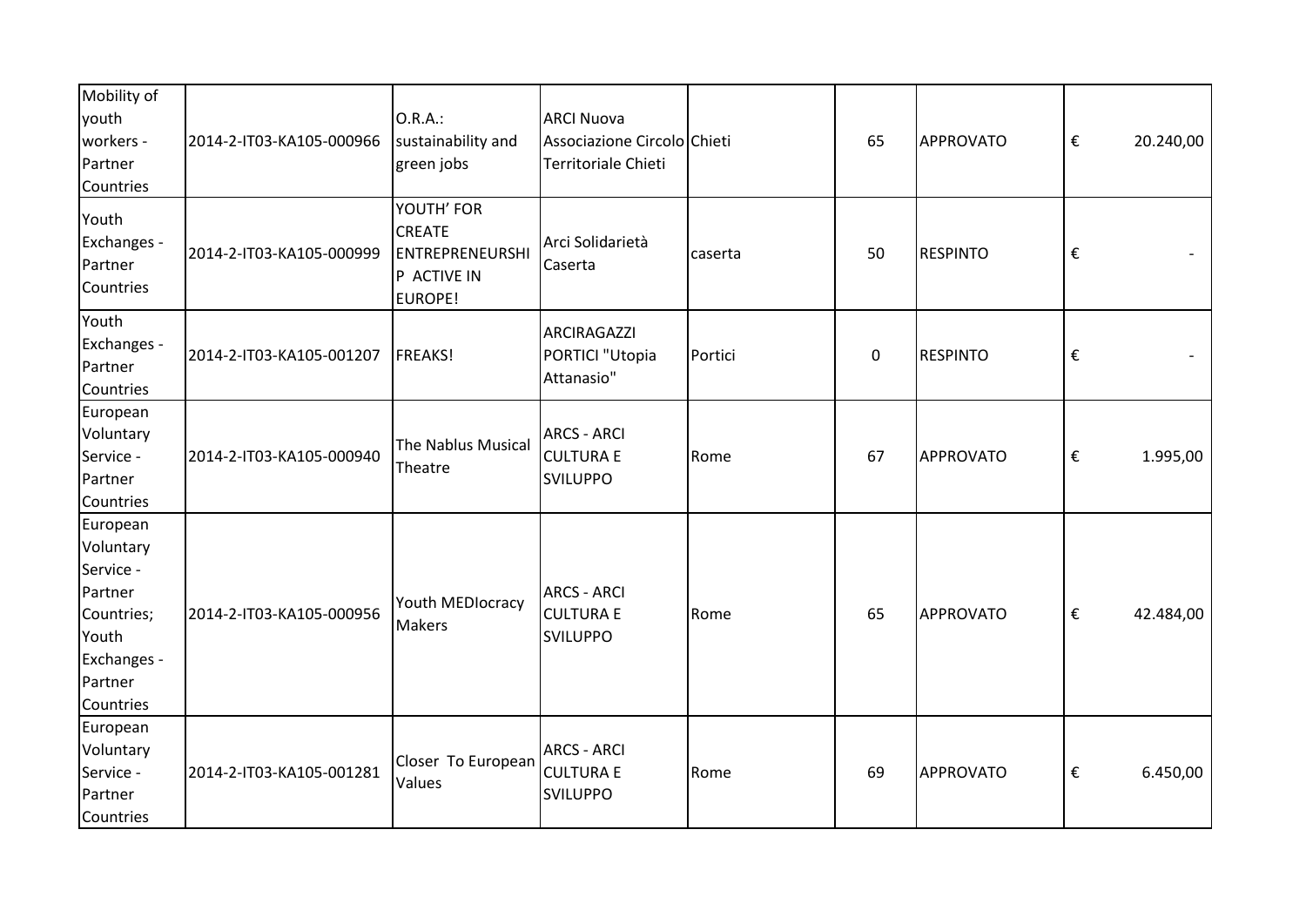| Mobility of youth workers - Partner Countries | 2014-2-IT03-KA105-000966 | O.R.A.: sustainability and green jobs | ARCI Nuova Associazione Circolo Territoriale Chieti | Chieti | 65 | APPROVATO | € 20.240,00 |
|---|---|---|---|---|---|---|---|
| Youth Exchanges - Partner Countries | 2014-2-IT03-KA105-000999 | YOUTH' FOR CREATE ENTREPRENEURSHIP ACTIVE IN EUROPE! | Arci Solidarietà Caserta | caserta | 50 | RESPINTO | € - |
| Youth Exchanges - Partner Countries | 2014-2-IT03-KA105-001207 | FREAKS! | ARCIRAGAZZI PORTICI "Utopia Attanasio" | Portici | 0 | RESPINTO | € - |
| European Voluntary Service - Partner Countries | 2014-2-IT03-KA105-000940 | The Nablus Musical Theatre | ARCS - ARCI CULTURA E SVILUPPO | Rome | 67 | APPROVATO | € 1.995,00 |
| European Voluntary Service - Partner Countries; Youth Exchanges - Partner Countries | 2014-2-IT03-KA105-000956 | Youth MEDIocracy Makers | ARCS - ARCI CULTURA E SVILUPPO | Rome | 65 | APPROVATO | € 42.484,00 |
| European Voluntary Service - Partner Countries | 2014-2-IT03-KA105-001281 | Closer To European Values | ARCS - ARCI CULTURA E SVILUPPO | Rome | 69 | APPROVATO | € 6.450,00 |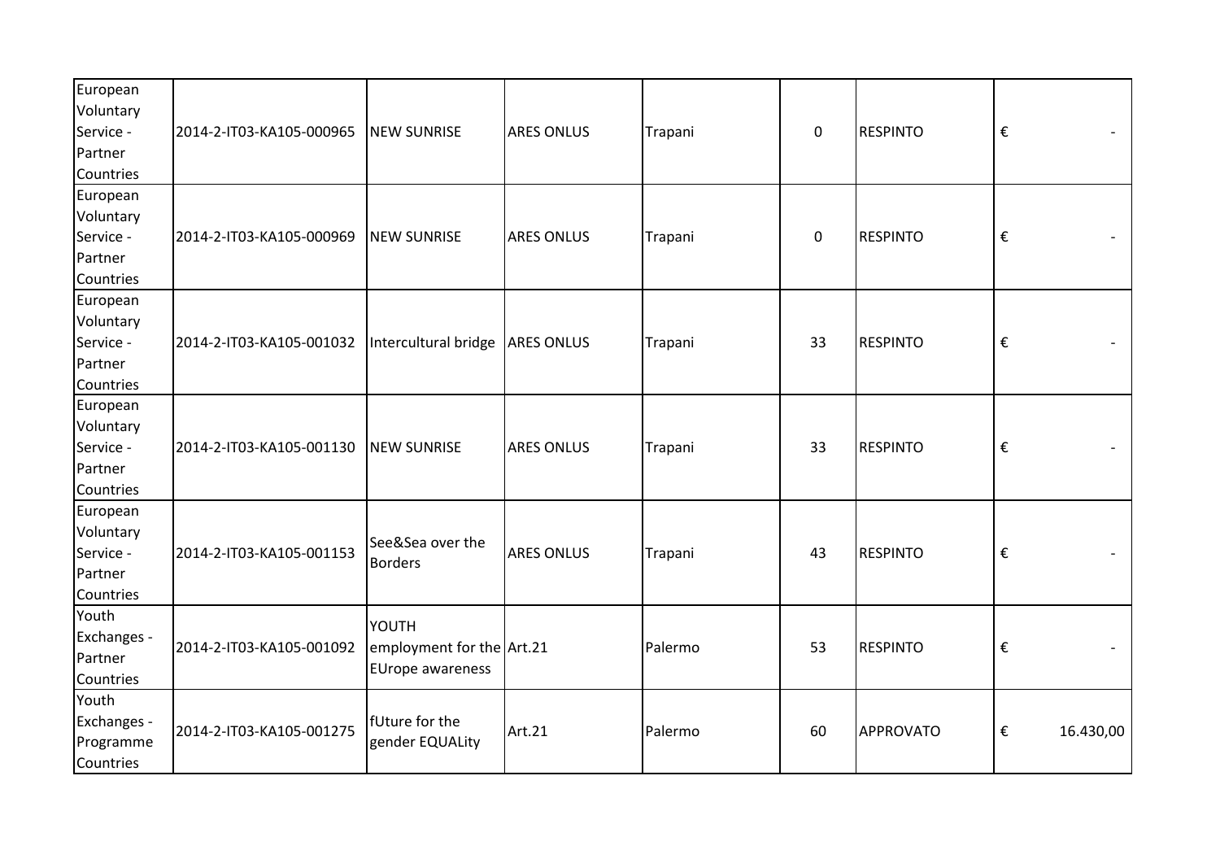| | | | | | | | |
|---|---|---|---|---|---|---|---|
| European Voluntary Service - Partner Countries | 2014-2-IT03-KA105-000965 | NEW SUNRISE | ARES ONLUS | Trapani | 0 | RESPINTO | € - |
| European Voluntary Service - Partner Countries | 2014-2-IT03-KA105-000969 | NEW SUNRISE | ARES ONLUS | Trapani | 0 | RESPINTO | € - |
| European Voluntary Service - Partner Countries | 2014-2-IT03-KA105-001032 | Intercultural bridge | ARES ONLUS | Trapani | 33 | RESPINTO | € - |
| European Voluntary Service - Partner Countries | 2014-2-IT03-KA105-001130 | NEW SUNRISE | ARES ONLUS | Trapani | 33 | RESPINTO | € - |
| European Voluntary Service - Partner Countries | 2014-2-IT03-KA105-001153 | See&Sea over the Borders | ARES ONLUS | Trapani | 43 | RESPINTO | € - |
| Youth Exchanges - Partner Countries | 2014-2-IT03-KA105-001092 | YOUTH employment for the EUrope awareness | Art.21 | Palermo | 53 | RESPINTO | € - |
| Youth Exchanges - Programme Countries | 2014-2-IT03-KA105-001275 | fUture for the gender EQUALity | Art.21 | Palermo | 60 | APPROVATO | € 16.430,00 |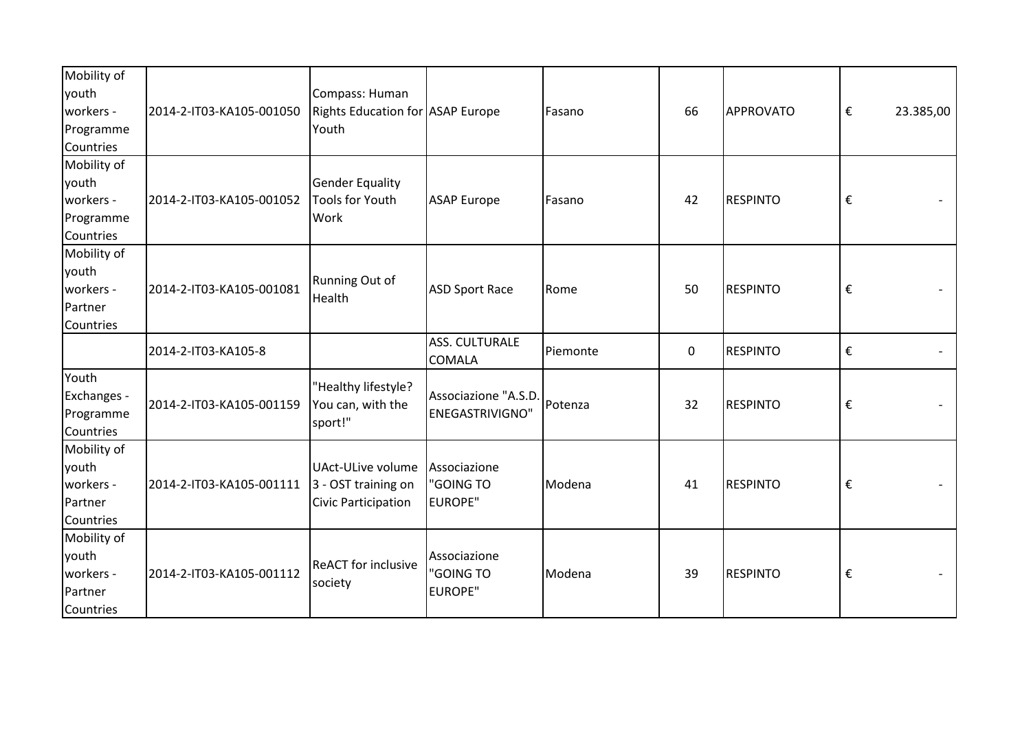| Mobility of youth workers - Programme Countries | 2014-2-IT03-KA105-001050 | Compass: Human Rights Education for Youth | ASAP Europe | Fasano | 66 | APPROVATO | € | 23.385,00 |
|---|---|---|---|---|---|---|---|---|
| Mobility of youth workers - Programme Countries | 2014-2-IT03-KA105-001052 | Gender Equality Tools for Youth Work | ASAP Europe | Fasano | 42 | RESPINTO | € | - |
| Mobility of youth workers - Partner Countries | 2014-2-IT03-KA105-001081 | Running Out of Health | ASD Sport Race | Rome | 50 | RESPINTO | € | - |
| | 2014-2-IT03-KA105-8 | | ASS. CULTURALE COMALA | Piemonte | 0 | RESPINTO | € | - |
| Youth Exchanges - Programme Countries | 2014-2-IT03-KA105-001159 | "Healthy lifestyle? You can, with the sport!" | Associazione "A.S.D. ENEGASTRIVIGNO" | Potenza | 32 | RESPINTO | € | - |
| Mobility of youth workers - Partner Countries | 2014-2-IT03-KA105-001111 | UAct-ULive volume 3 - OST training on Civic Participation | Associazione "GOING TO EUROPE" | Modena | 41 | RESPINTO | € | - |
| Mobility of youth workers - Partner Countries | 2014-2-IT03-KA105-001112 | ReACT for inclusive society | Associazione "GOING TO EUROPE" | Modena | 39 | RESPINTO | € | - |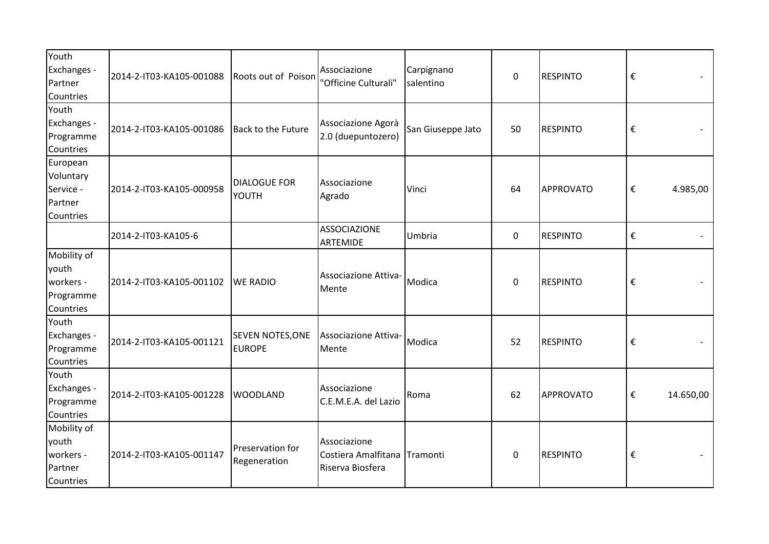| | | | | | | | |
|---|---|---|---|---|---|---|---|
| Youth Exchanges - Partner Countries | 2014-2-IT03-KA105-001088 | Roots out of Poison | Associazione "Officine Culturali" | Carpignano salentino | 0 | RESPINTO | € - |
| Youth Exchanges - Programme Countries | 2014-2-IT03-KA105-001086 | Back to the Future | Associazione Agorà 2.0 (duepuntozero) | San Giuseppe Jato | 50 | RESPINTO | € - |
| European Voluntary Service - Partner Countries | 2014-2-IT03-KA105-000958 | DIALOGUE FOR YOUTH | Associazione Agrado | Vinci | 64 | APPROVATO | € 4.985,00 |
| | 2014-2-IT03-KA105-6 | | ASSOCIAZIONE ARTEMIDE | Umbria | 0 | RESPINTO | € - |
| Mobility of youth workers - Programme Countries | 2014-2-IT03-KA105-001102 | WE RADIO | Associazione Attiva-Mente | Modica | 0 | RESPINTO | € - |
| Youth Exchanges - Programme Countries | 2014-2-IT03-KA105-001121 | SEVEN NOTES,ONE EUROPE | Associazione Attiva-Mente | Modica | 52 | RESPINTO | € - |
| Youth Exchanges - Programme Countries | 2014-2-IT03-KA105-001228 | WOODLAND | Associazione C.E.M.E.A. del Lazio | Roma | 62 | APPROVATO | € 14.650,00 |
| Mobility of youth workers - Partner Countries | 2014-2-IT03-KA105-001147 | Preservation for Regeneration | Associazione Costiera Amalfitana Riserva Biosfera | Tramonti | 0 | RESPINTO | € - |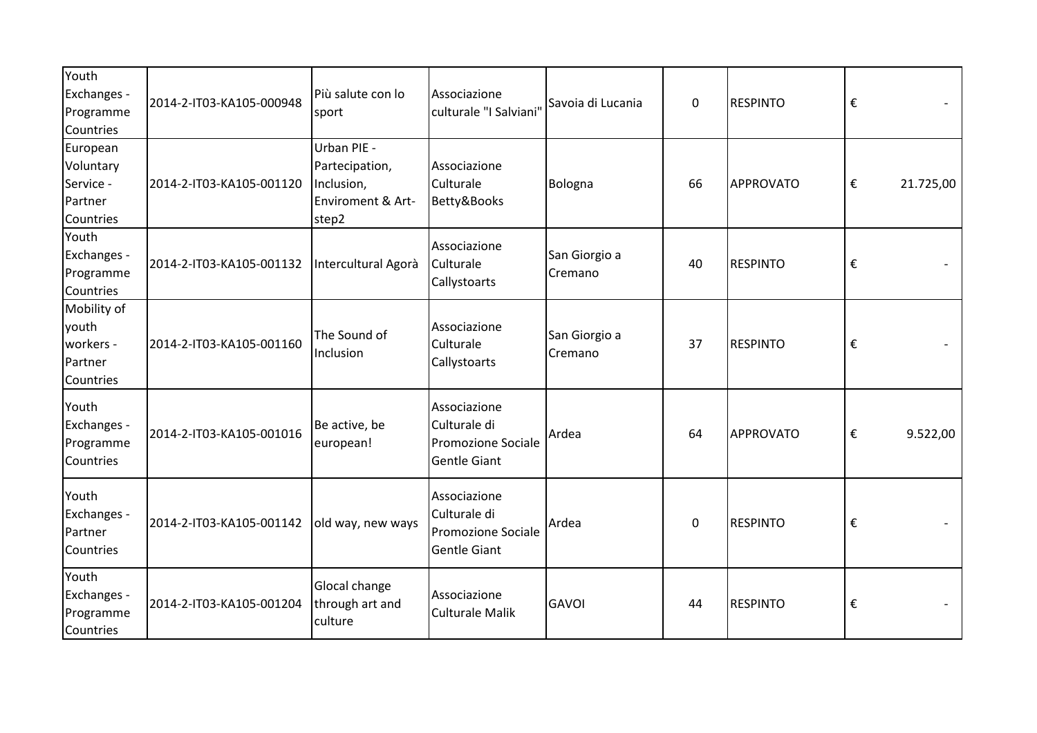| | | | | | | | |
|---|---|---|---|---|---|---|---|
| Youth Exchanges - Programme Countries | 2014-2-IT03-KA105-000948 | Più salute con lo sport | Associazione culturale "I Salviani" | Savoia di Lucania | 0 | RESPINTO | € - |
| European Voluntary Service - Partner Countries | 2014-2-IT03-KA105-001120 | Urban PIE - Partecipation, Inclusion, Enviroment & Art-step2 | Associazione Culturale Betty&Books | Bologna | 66 | APPROVATO | € 21.725,00 |
| Youth Exchanges - Programme Countries | 2014-2-IT03-KA105-001132 | Intercultural Agorà | Associazione Culturale Callystoarts | San Giorgio a Cremano | 40 | RESPINTO | € - |
| Mobility of youth workers - Partner Countries | 2014-2-IT03-KA105-001160 | The Sound of Inclusion | Associazione Culturale Callystoarts | San Giorgio a Cremano | 37 | RESPINTO | € - |
| Youth Exchanges - Programme Countries | 2014-2-IT03-KA105-001016 | Be active, be european! | Associazione Culturale di Promozione Sociale Gentle Giant | Ardea | 64 | APPROVATO | € 9.522,00 |
| Youth Exchanges - Partner Countries | 2014-2-IT03-KA105-001142 | old way, new ways | Associazione Culturale di Promozione Sociale Gentle Giant | Ardea | 0 | RESPINTO | € - |
| Youth Exchanges - Programme Countries | 2014-2-IT03-KA105-001204 | Glocal change through art and culture | Associazione Culturale Malik | GAVOI | 44 | RESPINTO | € - |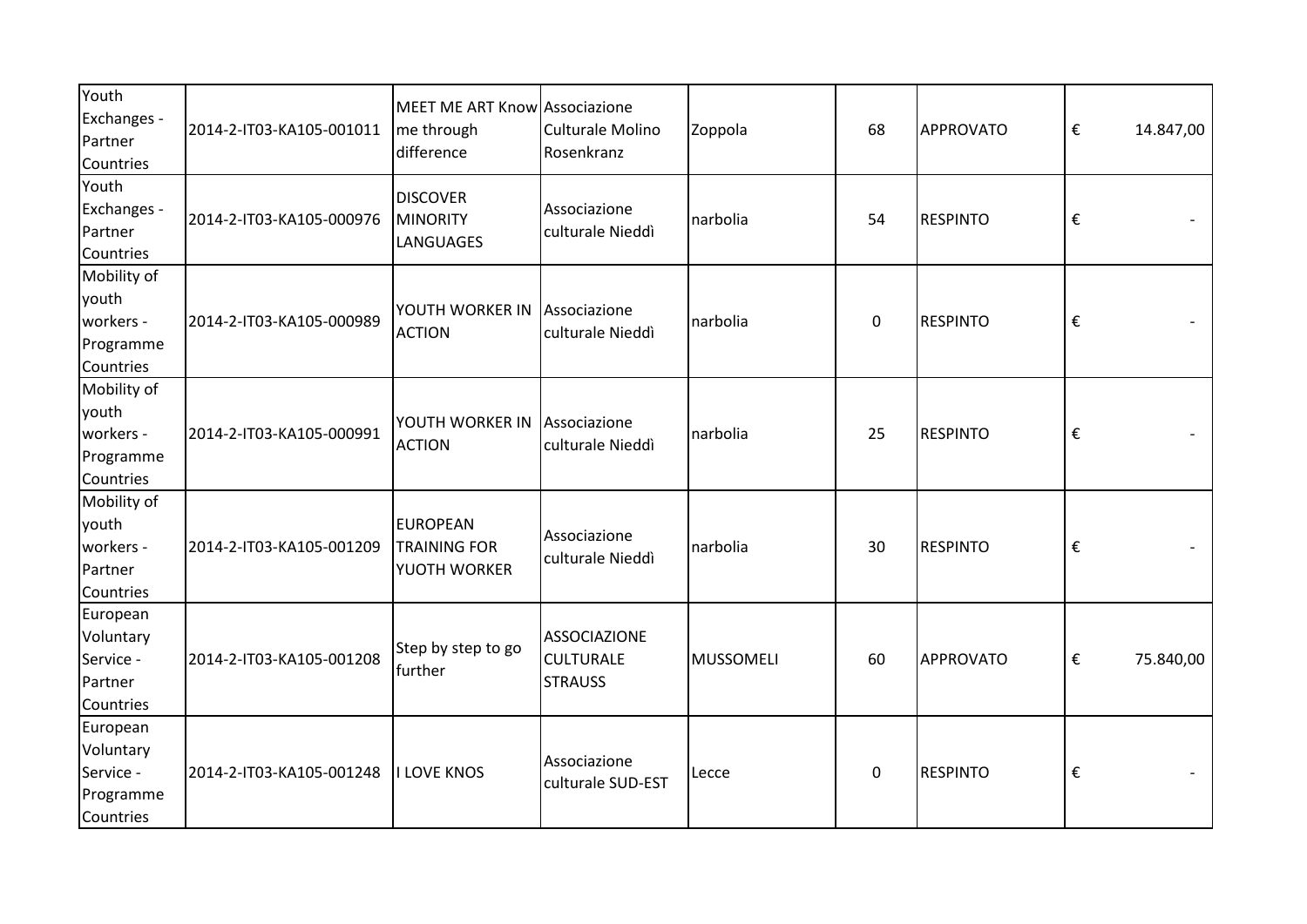| | | | | | | | |
|---|---|---|---|---|---|---|---|
| Youth Exchanges - Partner Countries | 2014-2-IT03-KA105-001011 | MEET ME ART Know me through difference | Associazione Culturale Molino Rosenkranz | Zoppola | 68 | APPROVATO | € 14.847,00 |
| Youth Exchanges - Partner Countries | 2014-2-IT03-KA105-000976 | DISCOVER MINORITY LANGUAGES | Associazione culturale Nieddì | narbolia | 54 | RESPINTO | € - |
| Mobility of youth workers - Programme Countries | 2014-2-IT03-KA105-000989 | YOUTH WORKER IN ACTION | Associazione culturale Nieddì | narbolia | 0 | RESPINTO | € - |
| Mobility of youth workers - Programme Countries | 2014-2-IT03-KA105-000991 | YOUTH WORKER IN ACTION | Associazione culturale Nieddì | narbolia | 25 | RESPINTO | € - |
| Mobility of youth workers - Partner Countries | 2014-2-IT03-KA105-001209 | EUROPEAN TRAINING FOR YUOTH WORKER | Associazione culturale Nieddì | narbolia | 30 | RESPINTO | € - |
| European Voluntary Service - Partner Countries | 2014-2-IT03-KA105-001208 | Step by step to go further | ASSOCIAZIONE CULTURALE STRAUSS | MUSSOMELI | 60 | APPROVATO | € 75.840,00 |
| European Voluntary Service - Programme Countries | 2014-2-IT03-KA105-001248 | I LOVE KNOS | Associazione culturale SUD-EST | Lecce | 0 | RESPINTO | € - |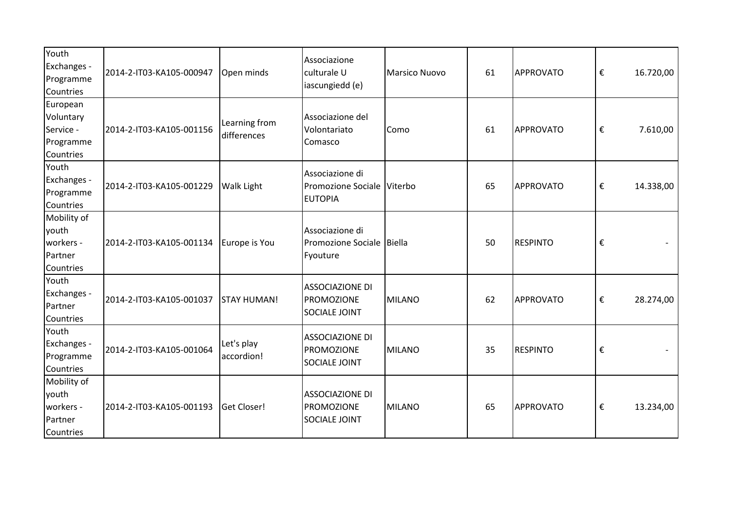| | | | | | | | |
|---|---|---|---|---|---|---|---|
| Youth Exchanges - Programme Countries | 2014-2-IT03-KA105-000947 | Open minds | Associazione culturale U iascungiedd (e) | Marsico Nuovo | 61 | APPROVATO | € 16.720,00 |
| European Voluntary Service - Programme Countries | 2014-2-IT03-KA105-001156 | Learning from differences | Associazione del Volontariato Comasco | Como | 61 | APPROVATO | € 7.610,00 |
| Youth Exchanges - Programme Countries | 2014-2-IT03-KA105-001229 | Walk Light | Associazione di Promozione Sociale EUTOPIA | Viterbo | 65 | APPROVATO | € 14.338,00 |
| Mobility of youth workers - Partner Countries | 2014-2-IT03-KA105-001134 | Europe is You | Associazione di Promozione Sociale Fyouture | Biella | 50 | RESPINTO | € - |
| Youth Exchanges - Partner Countries | 2014-2-IT03-KA105-001037 | STAY HUMAN! | ASSOCIAZIONE DI PROMOZIONE SOCIALE JOINT | MILANO | 62 | APPROVATO | € 28.274,00 |
| Youth Exchanges - Programme Countries | 2014-2-IT03-KA105-001064 | Let's play accordion! | ASSOCIAZIONE DI PROMOZIONE SOCIALE JOINT | MILANO | 35 | RESPINTO | € - |
| Mobility of youth workers - Partner Countries | 2014-2-IT03-KA105-001193 | Get Closer! | ASSOCIAZIONE DI PROMOZIONE SOCIALE JOINT | MILANO | 65 | APPROVATO | € 13.234,00 |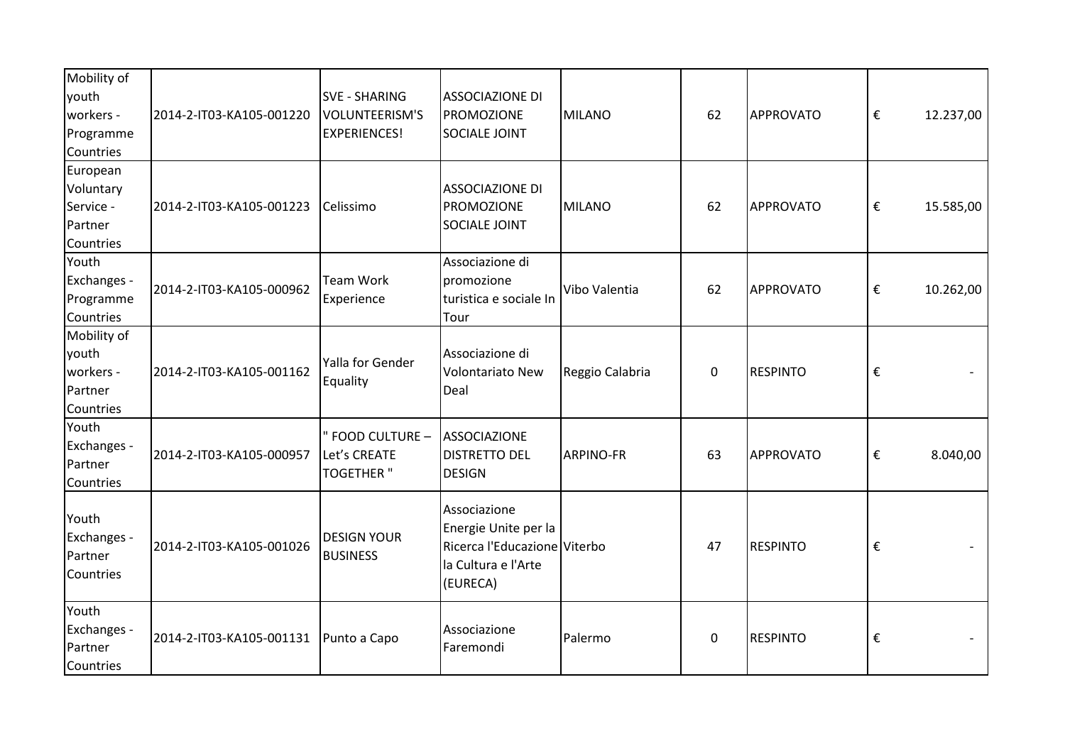| | | | | | | | |
|---|---|---|---|---|---|---|---|
| Mobility of youth workers - Programme Countries | 2014-2-IT03-KA105-001220 | SVE - SHARING VOLUNTEERISM'S EXPERIENCES! | ASSOCIAZIONE DI PROMOZIONE SOCIALE JOINT | MILANO | 62 | APPROVATO | € 12.237,00 |
| European Voluntary Service - Partner Countries | 2014-2-IT03-KA105-001223 | Celissimo | ASSOCIAZIONE DI PROMOZIONE SOCIALE JOINT | MILANO | 62 | APPROVATO | € 15.585,00 |
| Youth Exchanges - Programme Countries | 2014-2-IT03-KA105-000962 | Team Work Experience | Associazione di promozione turistica e sociale In Tour | Vibo Valentia | 62 | APPROVATO | € 10.262,00 |
| Mobility of youth workers - Partner Countries | 2014-2-IT03-KA105-001162 | Yalla for Gender Equality | Associazione di Volontariato New Deal | Reggio Calabria | 0 | RESPINTO | € - |
| Youth Exchanges - Partner Countries | 2014-2-IT03-KA105-000957 | " FOOD CULTURE – Let's CREATE TOGETHER " | ASSOCIAZIONE DISTRETTO DEL DESIGN | ARPINO-FR | 63 | APPROVATO | € 8.040,00 |
| Youth Exchanges - Partner Countries | 2014-2-IT03-KA105-001026 | DESIGN YOUR BUSINESS | Associazione Energie Unite per la Ricerca l'Educazione la Cultura e l'Arte (EURECA) | Viterbo | 47 | RESPINTO | € - |
| Youth Exchanges - Partner Countries | 2014-2-IT03-KA105-001131 | Punto a Capo | Associazione Faremondi | Palermo | 0 | RESPINTO | € - |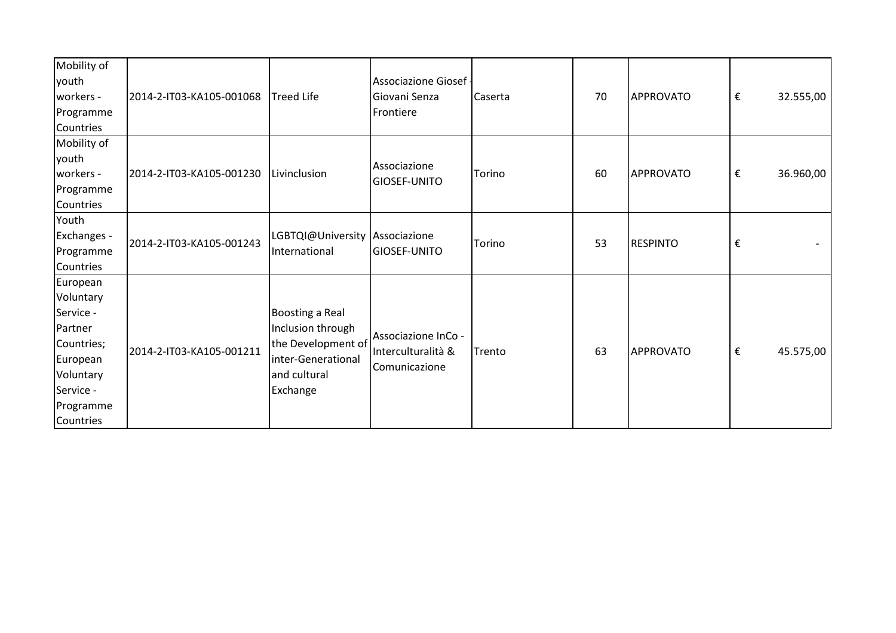| | | | | | | | |
|---|---|---|---|---|---|---|---|
| Mobility of youth workers - Programme Countries | 2014-2-IT03-KA105-001068 | Treed Life | Associazione Giosef - Giovani Senza Frontiere | Caserta | 70 | APPROVATO | € 32.555,00 |
| Mobility of youth workers - Programme Countries | 2014-2-IT03-KA105-001230 | Livinclusion | Associazione GIOSEF-UNITO | Torino | 60 | APPROVATO | € 36.960,00 |
| Youth Exchanges - Programme Countries | 2014-2-IT03-KA105-001243 | LGBTQI@University International | Associazione GIOSEF-UNITO | Torino | 53 | RESPINTO | € - |
| European Voluntary Service - Partner Countries; European Voluntary Service - Programme Countries | 2014-2-IT03-KA105-001211 | Boosting a Real Inclusion through the Development of inter-Generational and cultural Exchange | Associazione InCo - Interculturalità & Comunicazione | Trento | 63 | APPROVATO | € 45.575,00 |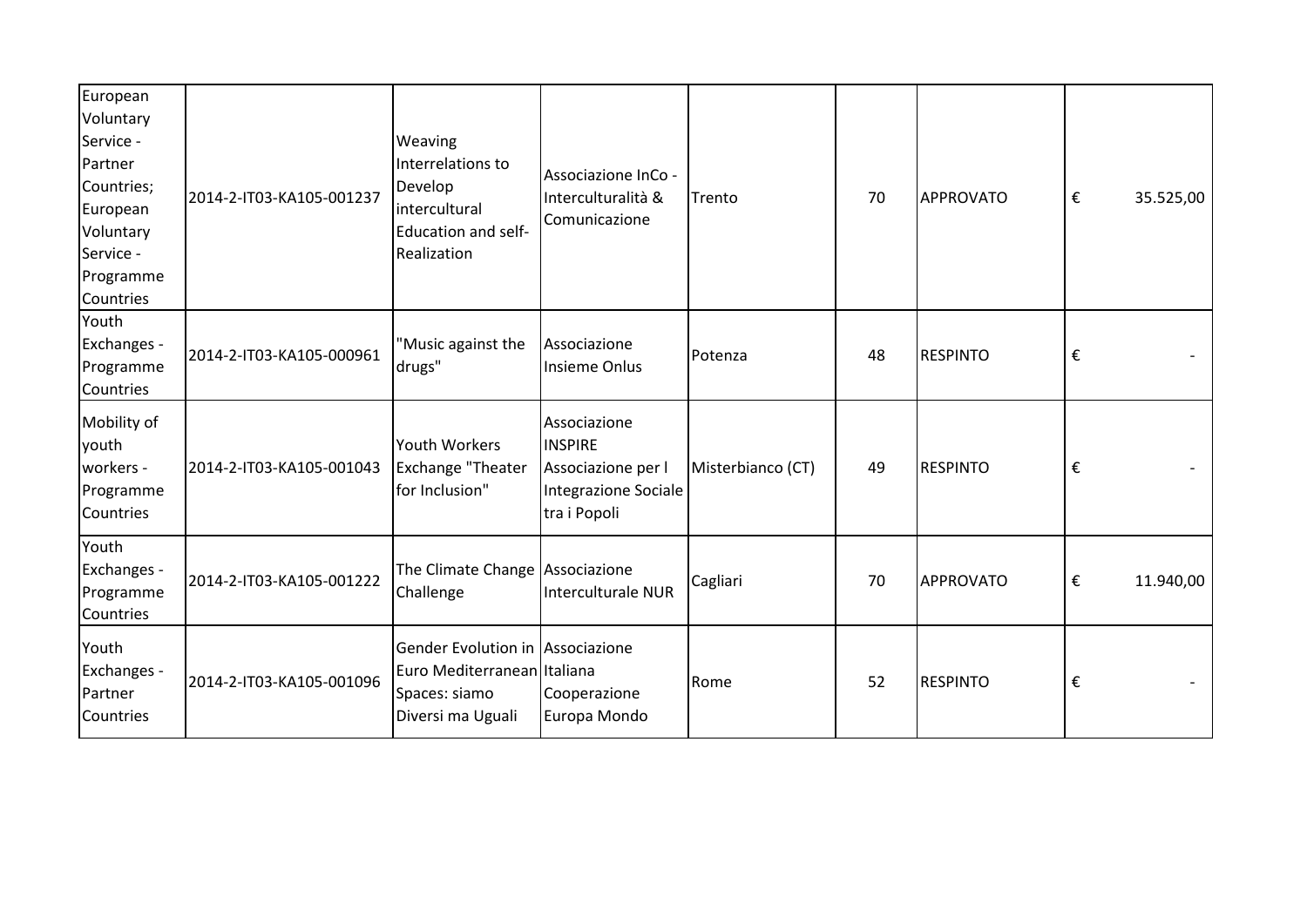| | | | | | | | |
|---|---|---|---|---|---|---|---|
| European Voluntary Service - Partner Countries; European Voluntary Service - Programme Countries | 2014-2-IT03-KA105-001237 | Weaving Interrelations to Develop intercultural Education and self-Realization | Associazione InCo - Interculturalità & Comunicazione | Trento | 70 | APPROVATO | € 35.525,00 |
| Youth Exchanges - Programme Countries | 2014-2-IT03-KA105-000961 | "Music against the drugs" | Associazione Insieme Onlus | Potenza | 48 | RESPINTO | € - |
| Mobility of youth workers - Programme Countries | 2014-2-IT03-KA105-001043 | Youth Workers Exchange "Theater for Inclusion" | Associazione INSPIRE Associazione per l Integrazione Sociale tra i Popoli | Misterbianco (CT) | 49 | RESPINTO | € - |
| Youth Exchanges - Programme Countries | 2014-2-IT03-KA105-001222 | The Climate Change Challenge | Associazione Interculturale NUR | Cagliari | 70 | APPROVATO | € 11.940,00 |
| Youth Exchanges - Partner Countries | 2014-2-IT03-KA105-001096 | Gender Evolution in Euro Mediterranean Spaces: siamo Diversi ma Uguali | Associazione Italiana Cooperazione Europa Mondo | Rome | 52 | RESPINTO | € - |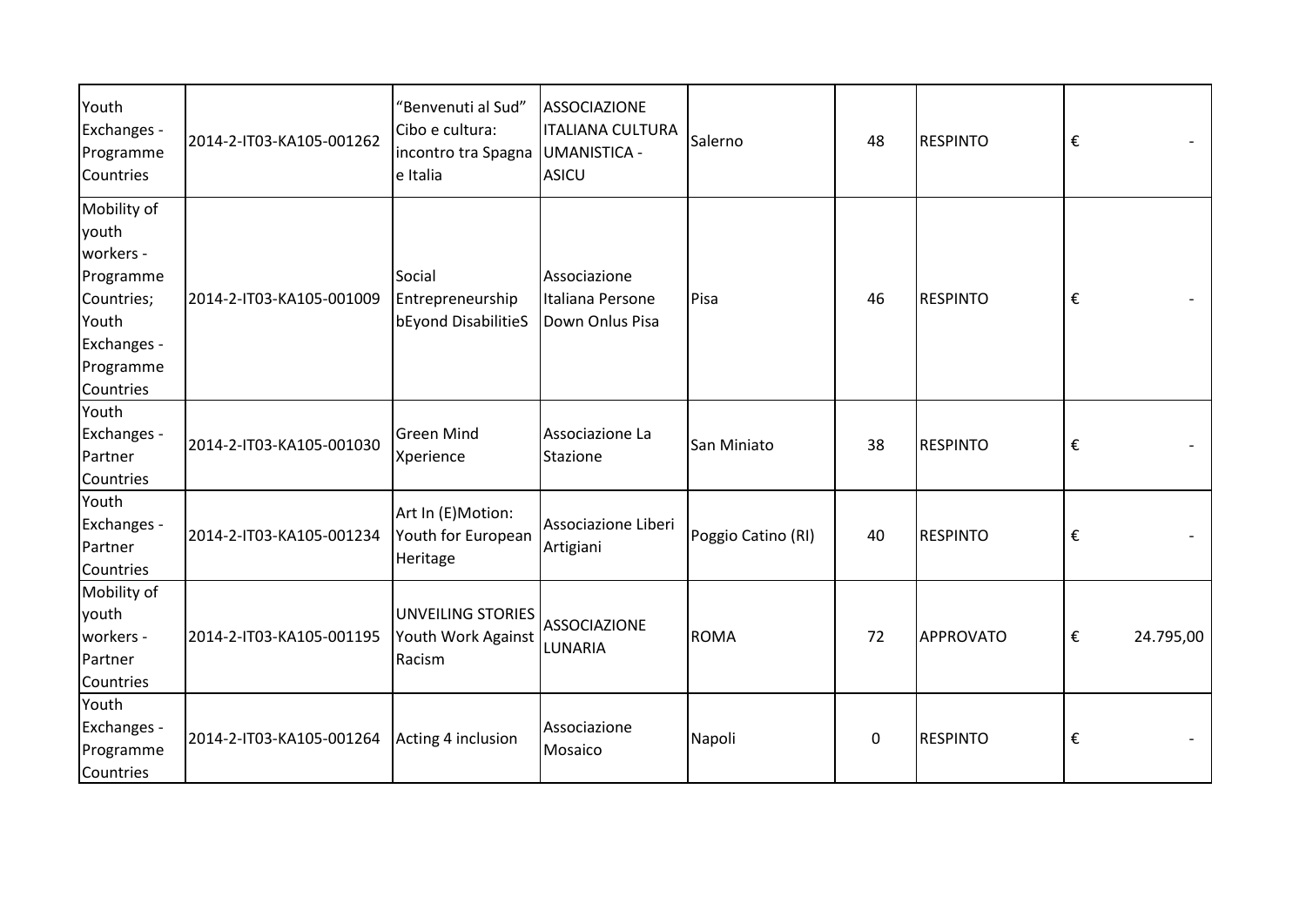| | | | | | | | |
|---|---|---|---|---|---|---|---|
| Youth Exchanges - Programme Countries | 2014-2-IT03-KA105-001262 | "Benvenuti al Sud" Cibo e cultura: incontro tra Spagna e Italia | ASSOCIAZIONE ITALIANA CULTURA UMANISTICA - ASICU | Salerno | 48 | RESPINTO | € - |
| Mobility of youth workers - Programme Countries; Youth Exchanges - Programme Countries | 2014-2-IT03-KA105-001009 | Social Entrepreneurship bEyond DisabilitieS | Associazione Italiana Persone Down Onlus Pisa | Pisa | 46 | RESPINTO | € - |
| Youth Exchanges - Partner Countries | 2014-2-IT03-KA105-001030 | Green Mind Xperience | Associazione La Stazione | San Miniato | 38 | RESPINTO | € - |
| Youth Exchanges - Partner Countries | 2014-2-IT03-KA105-001234 | Art In (E)Motion: Youth for European Heritage | Associazione Liberi Artigiani | Poggio Catino (RI) | 40 | RESPINTO | € - |
| Mobility of youth workers - Partner Countries | 2014-2-IT03-KA105-001195 | UNVEILING STORIES Youth Work Against Racism | ASSOCIAZIONE LUNARIA | ROMA | 72 | APPROVATO | € 24.795,00 |
| Youth Exchanges - Programme Countries | 2014-2-IT03-KA105-001264 | Acting 4 inclusion | Associazione Mosaico | Napoli | 0 | RESPINTO | € - |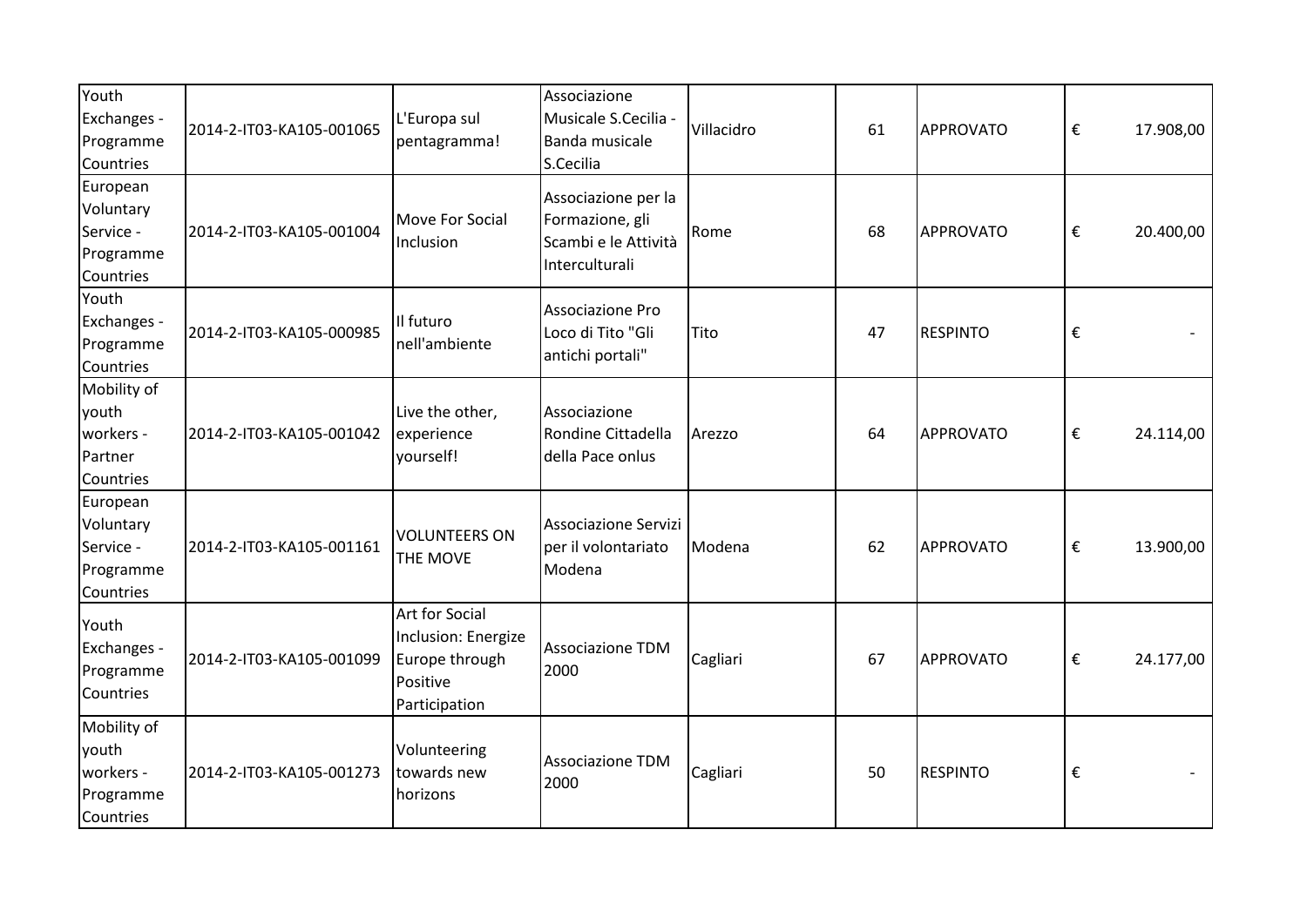| | | | | | | | | |
|---|---|---|---|---|---|---|---|---|
| Youth Exchanges - Programme Countries | 2014-2-IT03-KA105-001065 | L'Europa sul pentagramma! | Associazione Musicale S.Cecilia - Banda musicale S.Cecilia | Villacidro | 61 | APPROVATO | € | 17.908,00 |
| European Voluntary Service - Programme Countries | 2014-2-IT03-KA105-001004 | Move For Social Inclusion | Associazione per la Formazione, gli Scambi e le Attività Interculturali | Rome | 68 | APPROVATO | € | 20.400,00 |
| Youth Exchanges - Programme Countries | 2014-2-IT03-KA105-000985 | Il futuro nell'ambiente | Associazione Pro Loco di Tito "Gli antichi portali" | Tito | 47 | RESPINTO | € | - |
| Mobility of youth workers - Partner Countries | 2014-2-IT03-KA105-001042 | Live the other, experience yourself! | Associazione Rondine Cittadella della Pace onlus | Arezzo | 64 | APPROVATO | € | 24.114,00 |
| European Voluntary Service - Programme Countries | 2014-2-IT03-KA105-001161 | VOLUNTEERS ON THE MOVE | Associazione Servizi per il volontariato Modena | Modena | 62 | APPROVATO | € | 13.900,00 |
| Youth Exchanges - Programme Countries | 2014-2-IT03-KA105-001099 | Art for Social Inclusion: Energize Europe through Positive Participation | Associazione TDM 2000 | Cagliari | 67 | APPROVATO | € | 24.177,00 |
| Mobility of youth workers - Programme Countries | 2014-2-IT03-KA105-001273 | Volunteering towards new horizons | Associazione TDM 2000 | Cagliari | 50 | RESPINTO | € | - |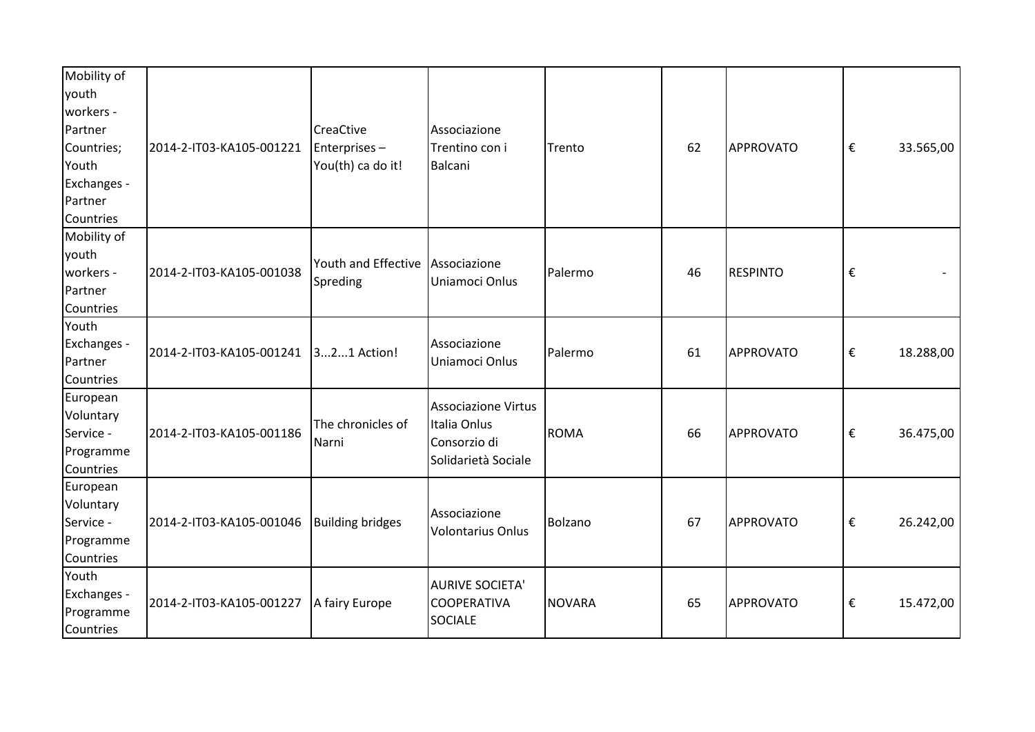| | | | | | | | |
|---|---|---|---|---|---|---|---|
| Mobility of youth workers - Partner Countries; Youth Exchanges - Partner Countries | 2014-2-IT03-KA105-001221 | CreaCtive Enterprises – You(th) ca do it! | Associazione Trentino con i Balcani | Trento | 62 | APPROVATO | € 33.565,00 |
| Mobility of youth workers - Partner Countries | 2014-2-IT03-KA105-001038 | Youth and Effective Spreding | Associazione Uniamoci Onlus | Palermo | 46 | RESPINTO | € - |
| Youth Exchanges - Partner Countries | 2014-2-IT03-KA105-001241 | 3...2...1 Action! | Associazione Uniamoci Onlus | Palermo | 61 | APPROVATO | € 18.288,00 |
| European Voluntary Service - Programme Countries | 2014-2-IT03-KA105-001186 | The chronicles of Narni | Associazione Virtus Italia Onlus Consorzio di Solidarietà Sociale | ROMA | 66 | APPROVATO | € 36.475,00 |
| European Voluntary Service - Programme Countries | 2014-2-IT03-KA105-001046 | Building bridges | Associazione Volontarius Onlus | Bolzano | 67 | APPROVATO | € 26.242,00 |
| Youth Exchanges - Programme Countries | 2014-2-IT03-KA105-001227 | A fairy Europe | AURIVE SOCIETA' COOPERATIVA SOCIALE | NOVARA | 65 | APPROVATO | € 15.472,00 |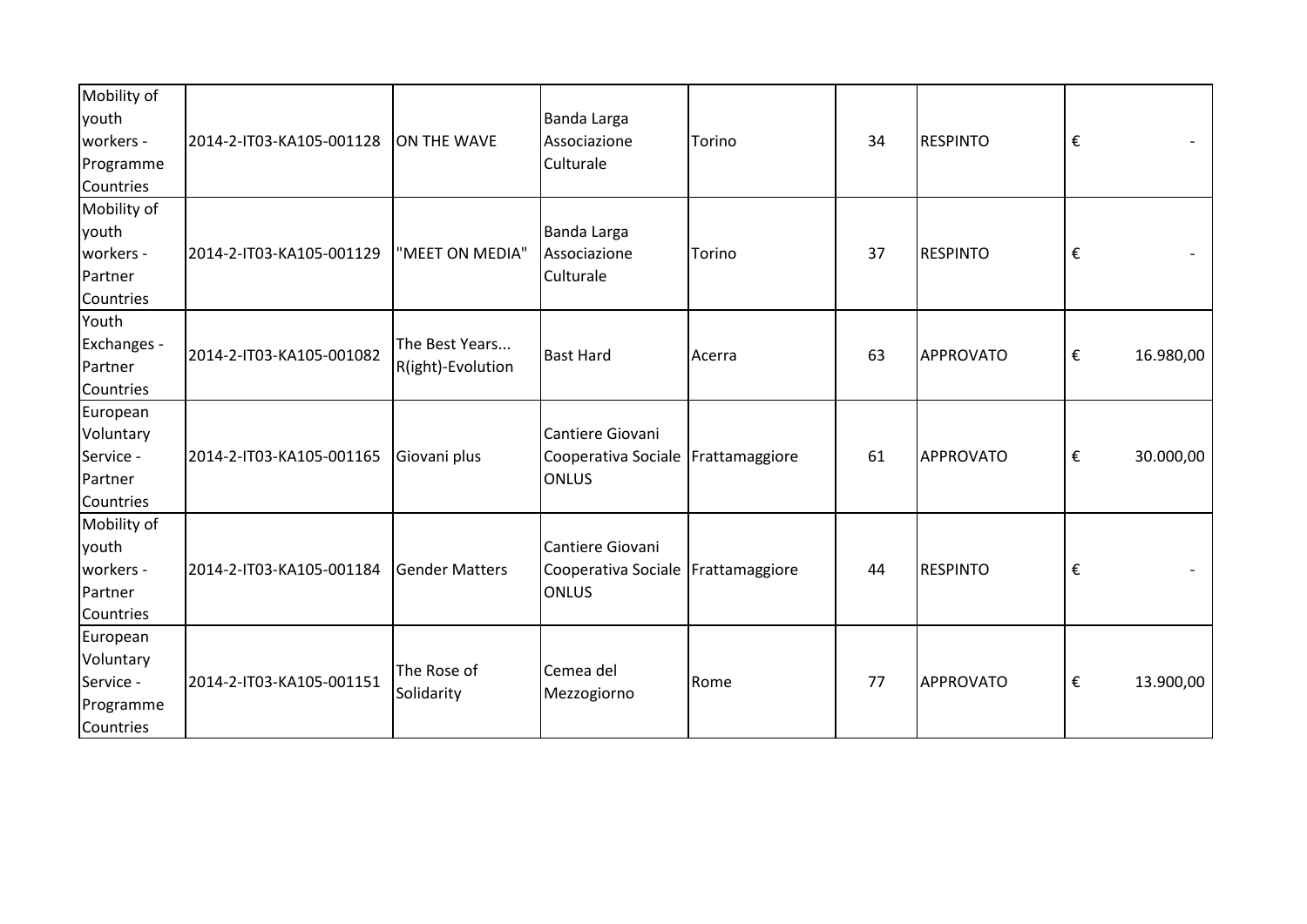| | | | | | | | |
|---|---|---|---|---|---|---|---|
| Mobility of youth workers - Programme Countries | 2014-2-IT03-KA105-001128 | ON THE WAVE | Banda Larga Associazione Culturale | Torino | 34 | RESPINTO | € - |
| Mobility of youth workers - Partner Countries | 2014-2-IT03-KA105-001129 | "MEET ON MEDIA" | Banda Larga Associazione Culturale | Torino | 37 | RESPINTO | € - |
| Youth Exchanges - Partner Countries | 2014-2-IT03-KA105-001082 | The Best Years... R(ight)-Evolution | Bast Hard | Acerra | 63 | APPROVATO | € 16.980,00 |
| European Voluntary Service - Partner Countries | 2014-2-IT03-KA105-001165 | Giovani plus | Cantiere Giovani Cooperativa Sociale ONLUS | Frattamaggiore | 61 | APPROVATO | € 30.000,00 |
| Mobility of youth workers - Partner Countries | 2014-2-IT03-KA105-001184 | Gender Matters | Cantiere Giovani Cooperativa Sociale ONLUS | Frattamaggiore | 44 | RESPINTO | € - |
| European Voluntary Service - Programme Countries | 2014-2-IT03-KA105-001151 | The Rose of Solidarity | Cemea del Mezzogiorno | Rome | 77 | APPROVATO | € 13.900,00 |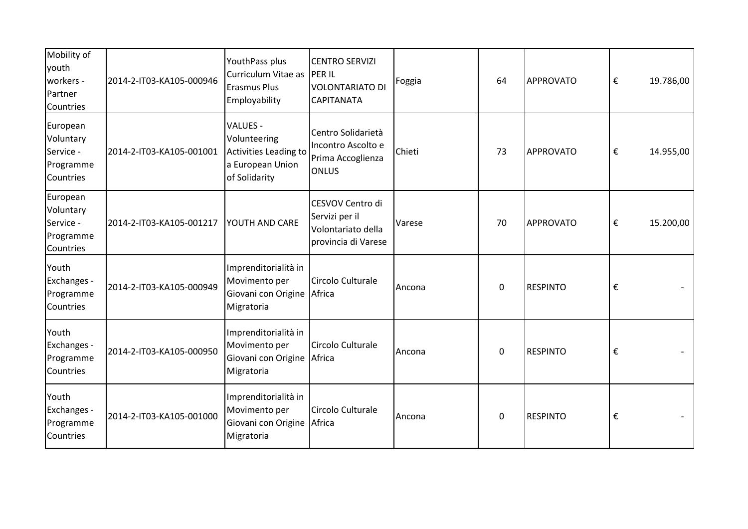| | | | | | | | |
|---|---|---|---|---|---|---|---|
| Mobility of youth workers - Partner Countries | 2014-2-IT03-KA105-000946 | YouthPass plus Curriculum Vitae as Erasmus Plus Employability | CENTRO SERVIZI PER IL VOLONTARIATO DI CAPITANATA | Foggia | 64 | APPROVATO | € 19.786,00 |
| European Voluntary Service - Programme Countries | 2014-2-IT03-KA105-001001 | VALUES - Volunteering Activities Leading to a European Union of Solidarity | Centro Solidarietà Incontro Ascolto e Prima Accoglienza ONLUS | Chieti | 73 | APPROVATO | € 14.955,00 |
| European Voluntary Service - Programme Countries | 2014-2-IT03-KA105-001217 | YOUTH AND CARE | CESVOV Centro di Servizi per il Volontariato della provincia di Varese | Varese | 70 | APPROVATO | € 15.200,00 |
| Youth Exchanges - Programme Countries | 2014-2-IT03-KA105-000949 | Imprenditorialità in Movimento per Giovani con Origine Migratoria | Circolo Culturale Africa | Ancona | 0 | RESPINTO | € - |
| Youth Exchanges - Programme Countries | 2014-2-IT03-KA105-000950 | Imprenditorialità in Movimento per Giovani con Origine Migratoria | Circolo Culturale Africa | Ancona | 0 | RESPINTO | € - |
| Youth Exchanges - Programme Countries | 2014-2-IT03-KA105-001000 | Imprenditorialità in Movimento per Giovani con Origine Migratoria | Circolo Culturale Africa | Ancona | 0 | RESPINTO | € - |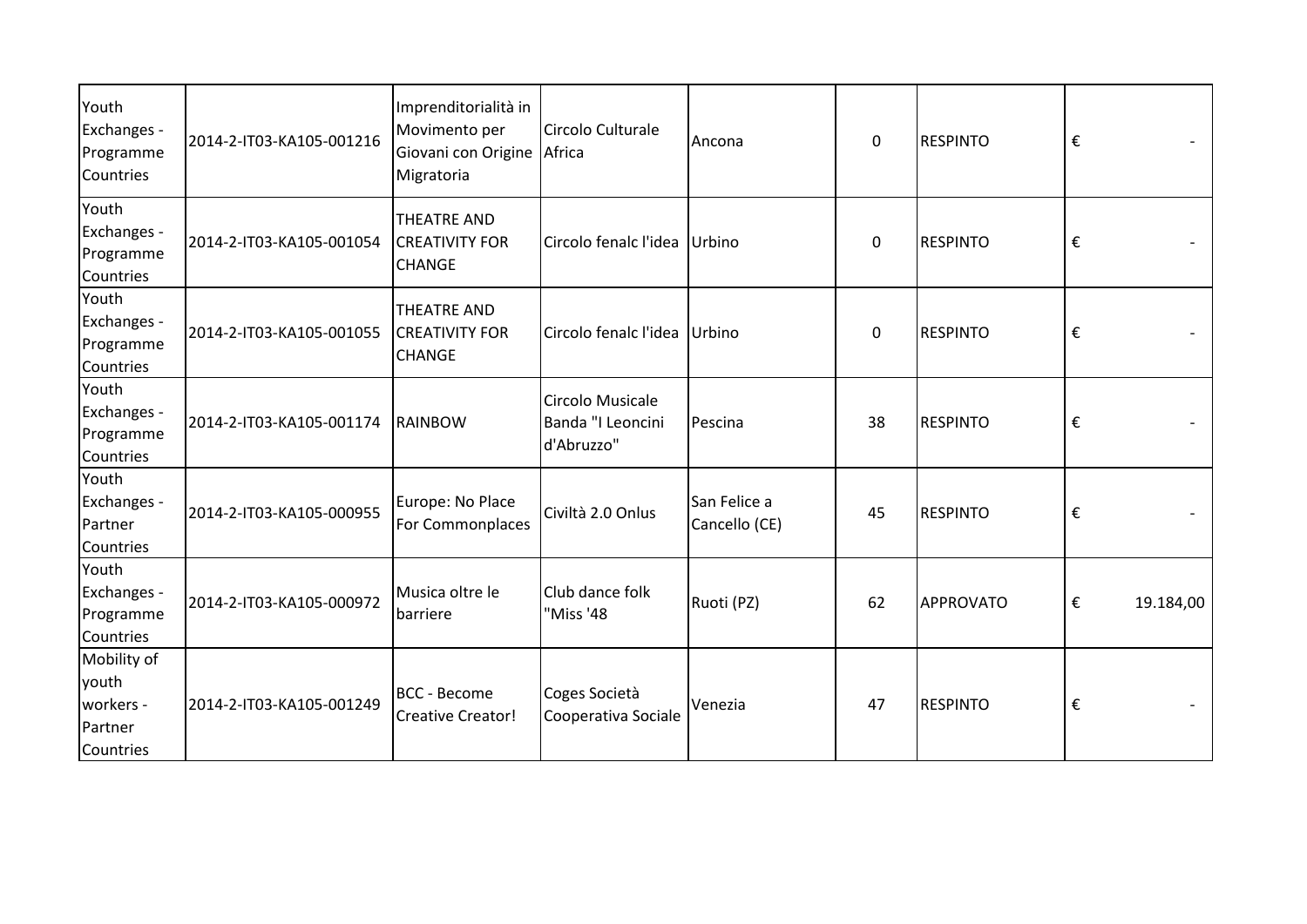| | | | | | | | |
|---|---|---|---|---|---|---|---|
| Youth Exchanges - Programme Countries | 2014-2-IT03-KA105-001216 | Imprenditorialità in Movimento per Giovani con Origine Migratoria | Circolo Culturale Africa | Ancona | 0 | RESPINTO | € - |
| Youth Exchanges - Programme Countries | 2014-2-IT03-KA105-001054 | THEATRE AND CREATIVITY FOR CHANGE | Circolo fenalc l'idea | Urbino | 0 | RESPINTO | € - |
| Youth Exchanges - Programme Countries | 2014-2-IT03-KA105-001055 | THEATRE AND CREATIVITY FOR CHANGE | Circolo fenalc l'idea | Urbino | 0 | RESPINTO | € - |
| Youth Exchanges - Programme Countries | 2014-2-IT03-KA105-001174 | RAINBOW | Circolo Musicale Banda "I Leoncini d'Abruzzo" | Pescina | 38 | RESPINTO | € - |
| Youth Exchanges - Partner Countries | 2014-2-IT03-KA105-000955 | Europe: No Place For Commonplaces | Civiltà 2.0 Onlus | San Felice a Cancello (CE) | 45 | RESPINTO | € - |
| Youth Exchanges - Programme Countries | 2014-2-IT03-KA105-000972 | Musica oltre le barriere | Club dance folk "Miss '48 | Ruoti (PZ) | 62 | APPROVATO | € 19.184,00 |
| Mobility of youth workers - Partner Countries | 2014-2-IT03-KA105-001249 | BCC - Become Creative Creator! | Coges Società Cooperativa Sociale | Venezia | 47 | RESPINTO | € - |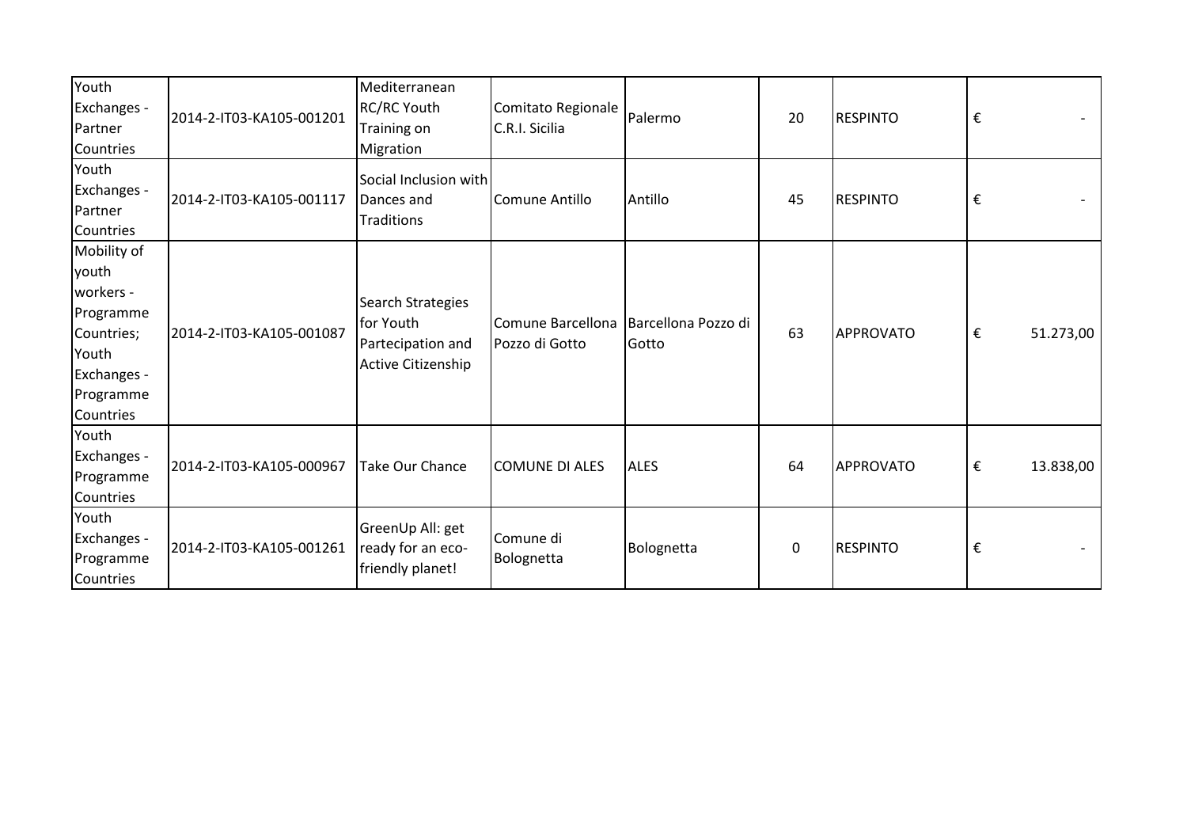| | | | | | | | |
|---|---|---|---|---|---|---|---|
| Youth Exchanges - Partner Countries | 2014-2-IT03-KA105-001201 | Mediterranean RC/RC Youth Training on Migration | Comitato Regionale C.R.I. Sicilia | Palermo | 20 | RESPINTO | € - |
| Youth Exchanges - Partner Countries | 2014-2-IT03-KA105-001117 | Social Inclusion with Dances and Traditions | Comune Antillo | Antillo | 45 | RESPINTO | € - |
| Mobility of youth workers - Programme Countries; Youth Exchanges - Programme Countries | 2014-2-IT03-KA105-001087 | Search Strategies for Youth Partecipation and Active Citizenship | Comune Barcellona Pozzo di Gotto | Barcellona Pozzo di Gotto | 63 | APPROVATO | € 51.273,00 |
| Youth Exchanges - Programme Countries | 2014-2-IT03-KA105-000967 | Take Our Chance | COMUNE DI ALES | ALES | 64 | APPROVATO | € 13.838,00 |
| Youth Exchanges - Programme Countries | 2014-2-IT03-KA105-001261 | GreenUp All: get ready for an eco-friendly planet! | Comune di Bolognetta | Bolognetta | 0 | RESPINTO | € - |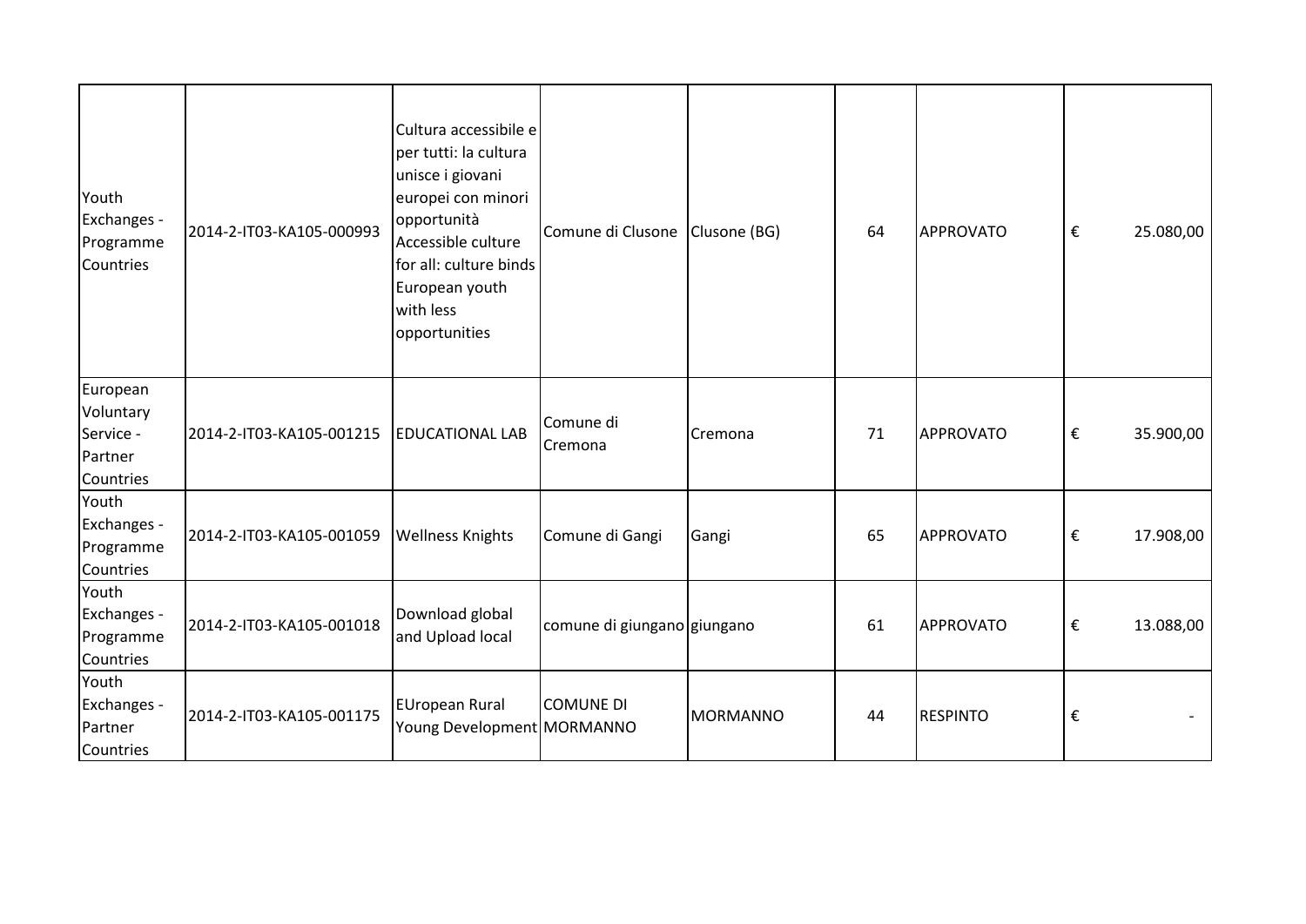| | | | | | | | | |
|---|---|---|---|---|---|---|---|---|
| Youth Exchanges - Programme Countries | 2014-2-IT03-KA105-000993 | Cultura accessibile e per tutti: la cultura unisce i giovani europei con minori opportunità Accessible culture for all: culture binds European youth with less opportunities | Comune di Clusone | Clusone (BG) | 64 | APPROVATO | € | 25.080,00 |
| European Voluntary Service - Partner Countries | 2014-2-IT03-KA105-001215 | EDUCATIONAL LAB | Comune di Cremona | Cremona | 71 | APPROVATO | € | 35.900,00 |
| Youth Exchanges - Programme Countries | 2014-2-IT03-KA105-001059 | Wellness Knights | Comune di Gangi | Gangi | 65 | APPROVATO | € | 17.908,00 |
| Youth Exchanges - Programme Countries | 2014-2-IT03-KA105-001018 | Download global and Upload local | comune di giungano | giungano | 61 | APPROVATO | € | 13.088,00 |
| Youth Exchanges - Partner Countries | 2014-2-IT03-KA105-001175 | EUropean Rural Young Development | COMUNE DI MORMANNO | MORMANNO | 44 | RESPINTO | € | - |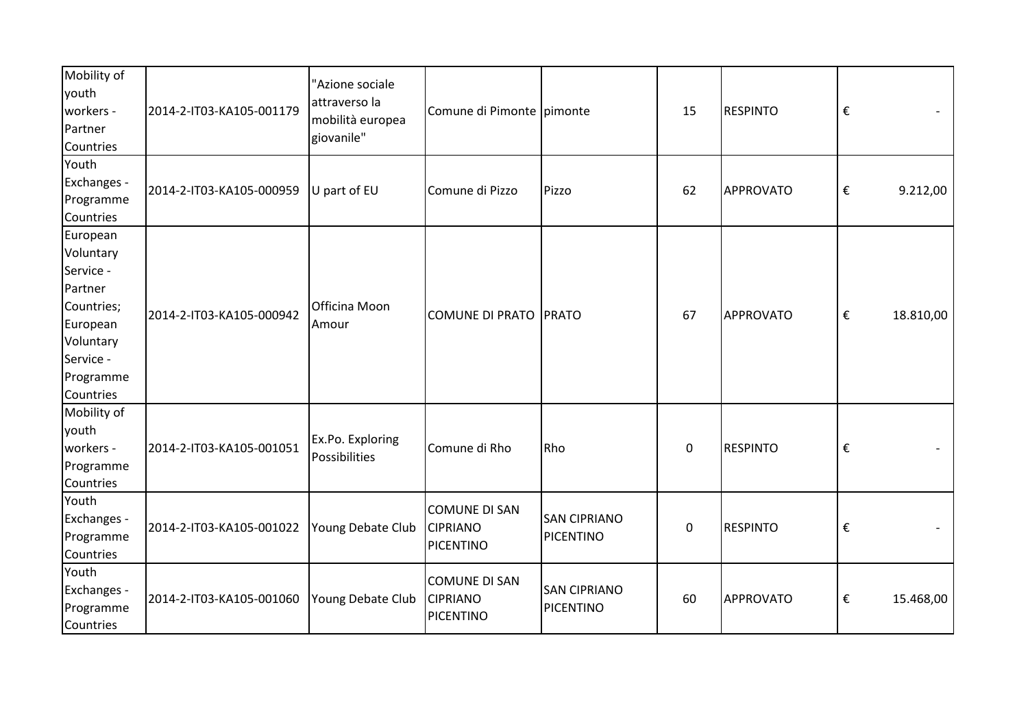| Mobility of youth workers - Partner Countries | 2014-2-IT03-KA105-001179 | "Azione sociale attraverso la mobilità europea giovanile" | Comune di Pimonte | pimonte | 15 | RESPINTO | € - |
|---|---|---|---|---|---|---|---|
| Youth Exchanges - Programme Countries | 2014-2-IT03-KA105-000959 | U part of EU | Comune di Pizzo | Pizzo | 62 | APPROVATO | € 9.212,00 |
| European Voluntary Service - Partner Countries; European Voluntary Service - Programme Countries | 2014-2-IT03-KA105-000942 | Officina Moon Amour | COMUNE DI PRATO | PRATO | 67 | APPROVATO | € 18.810,00 |
| Mobility of youth workers - Programme Countries | 2014-2-IT03-KA105-001051 | Ex.Po. Exploring Possibilities | Comune di Rho | Rho | 0 | RESPINTO | € - |
| Youth Exchanges - Programme Countries | 2014-2-IT03-KA105-001022 | Young Debate Club | COMUNE DI SAN CIPRIANO PICENTINO | SAN CIPRIANO PICENTINO | 0 | RESPINTO | € - |
| Youth Exchanges - Programme Countries | 2014-2-IT03-KA105-001060 | Young Debate Club | COMUNE DI SAN CIPRIANO PICENTINO | SAN CIPRIANO PICENTINO | 60 | APPROVATO | € 15.468,00 |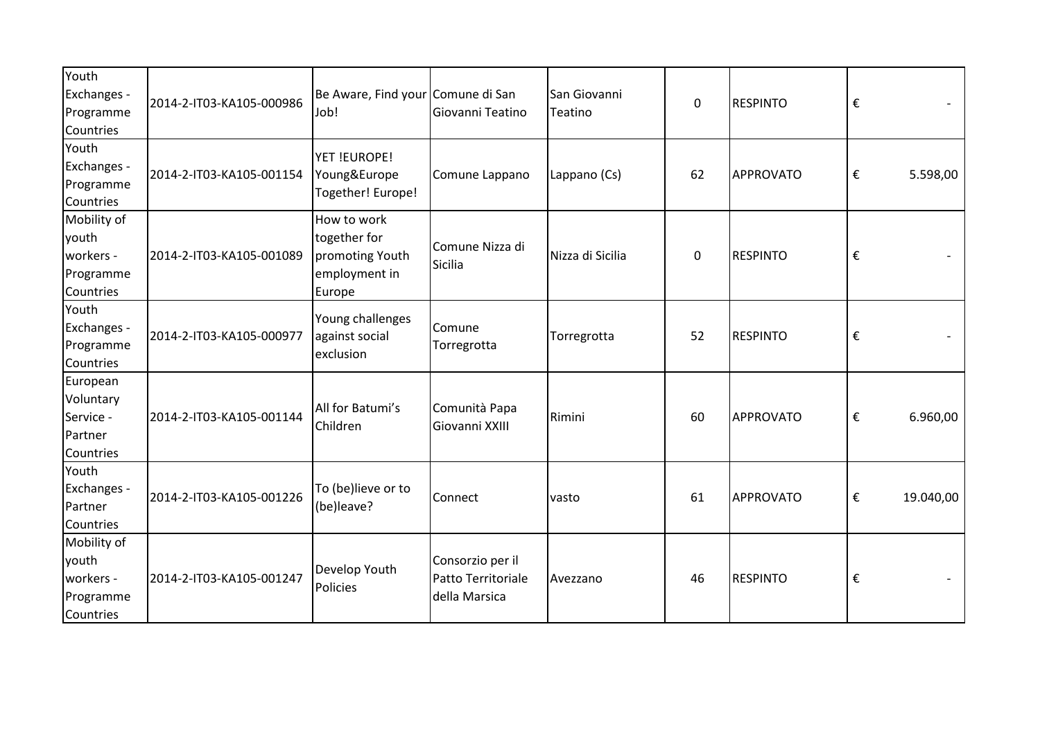| | | | | | | | |
|---|---|---|---|---|---|---|---|
| Youth Exchanges - Programme Countries | 2014-2-IT03-KA105-000986 | Be Aware, Find your Job! | Comune di San Giovanni Teatino | San Giovanni Teatino | 0 | RESPINTO | € - |
| Youth Exchanges - Programme Countries | 2014-2-IT03-KA105-001154 | YET !EUROPE! Young&Europe Together! Europe! | Comune Lappano | Lappano (Cs) | 62 | APPROVATO | € 5.598,00 |
| Mobility of youth workers - Programme Countries | 2014-2-IT03-KA105-001089 | How to work together for promoting Youth employment in Europe | Comune Nizza di Sicilia | Nizza di Sicilia | 0 | RESPINTO | € - |
| Youth Exchanges - Programme Countries | 2014-2-IT03-KA105-000977 | Young challenges against social exclusion | Comune Torregrotta | Torregrotta | 52 | RESPINTO | € - |
| European Voluntary Service - Partner Countries | 2014-2-IT03-KA105-001144 | All for Batumi's Children | Comunità Papa Giovanni XXIII | Rimini | 60 | APPROVATO | € 6.960,00 |
| Youth Exchanges - Partner Countries | 2014-2-IT03-KA105-001226 | To (be)lieve or to (be)leave? | Connect | vasto | 61 | APPROVATO | € 19.040,00 |
| Mobility of youth workers - Programme Countries | 2014-2-IT03-KA105-001247 | Develop Youth Policies | Consorzio per il Patto Territoriale della Marsica | Avezzano | 46 | RESPINTO | € - |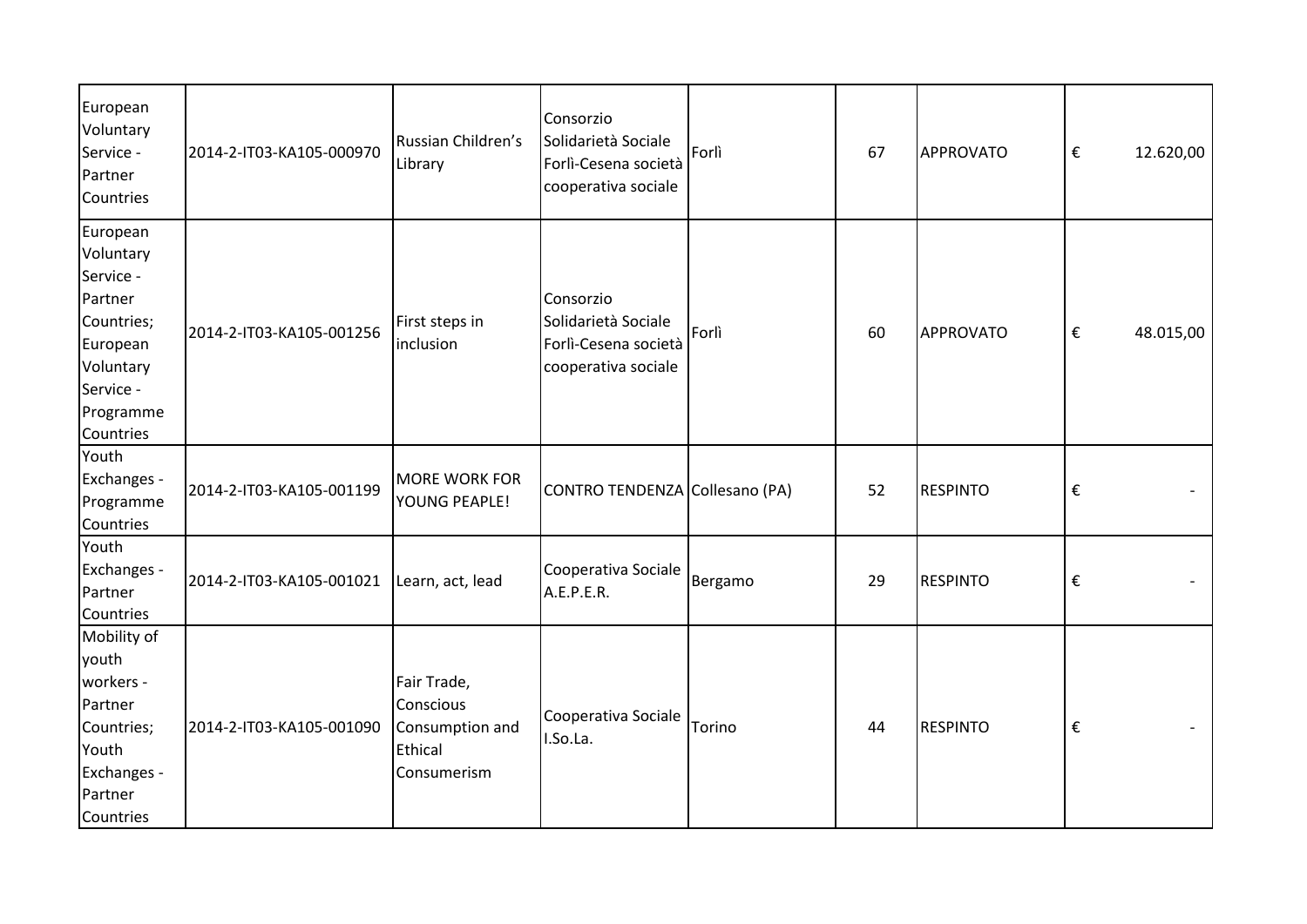| | | | | | | | |
|---|---|---|---|---|---|---|---|
| European Voluntary Service - Partner Countries | 2014-2-IT03-KA105-000970 | Russian Children's Library | Consorzio Solidarietà Sociale Forlì-Cesena società cooperativa sociale | Forlì | 67 | APPROVATO | € 12.620,00 |
| European Voluntary Service - Partner Countries; European Voluntary Service - Programme Countries | 2014-2-IT03-KA105-001256 | First steps in inclusion | Consorzio Solidarietà Sociale Forlì-Cesena società cooperativa sociale | Forlì | 60 | APPROVATO | € 48.015,00 |
| Youth Exchanges - Programme Countries | 2014-2-IT03-KA105-001199 | MORE WORK FOR YOUNG PEAPLE! | CONTRO TENDENZA | Collesano (PA) | 52 | RESPINTO | € - |
| Youth Exchanges - Partner Countries | 2014-2-IT03-KA105-001021 | Learn, act, lead | Cooperativa Sociale A.E.P.E.R. | Bergamo | 29 | RESPINTO | € - |
| Mobility of youth workers - Partner Countries; Youth Exchanges - Partner Countries | 2014-2-IT03-KA105-001090 | Fair Trade, Conscious Consumption and Ethical Consumerism | Cooperativa Sociale I.So.La. | Torino | 44 | RESPINTO | € - |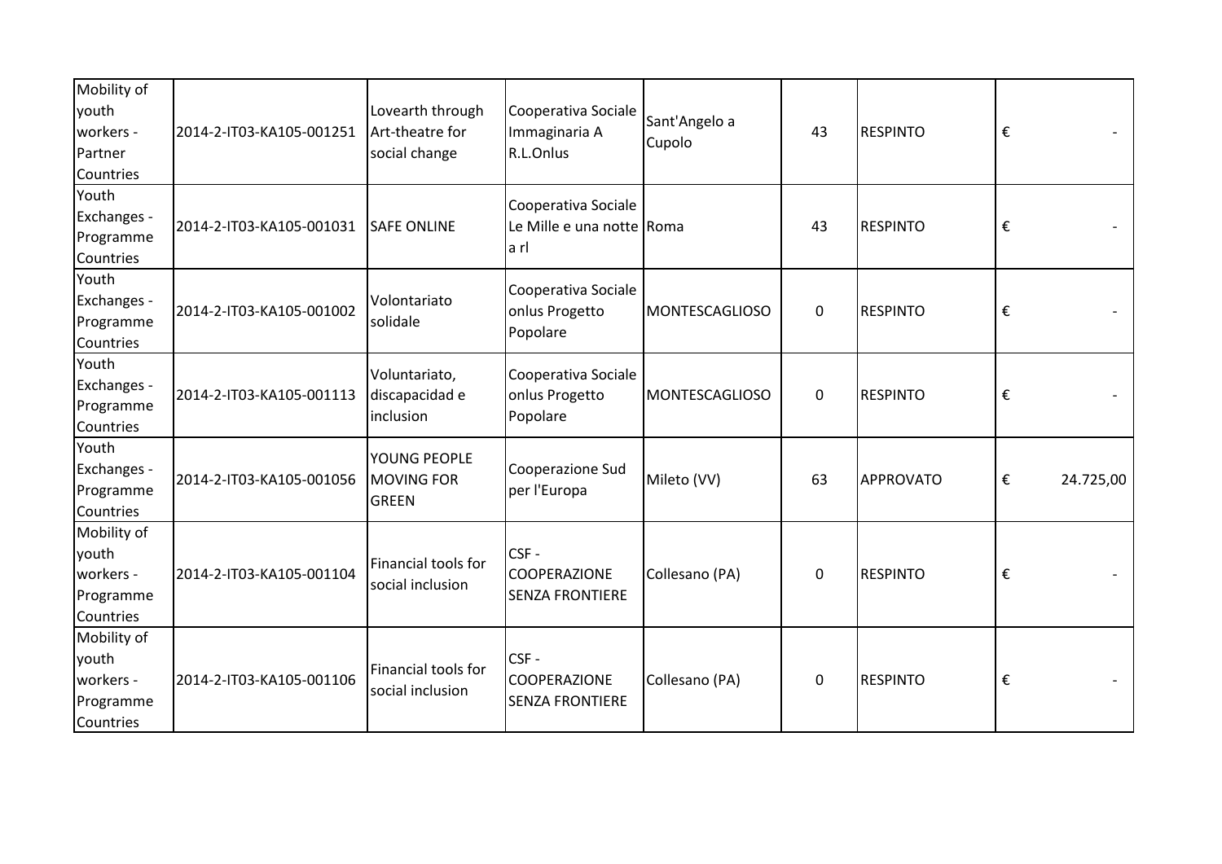| Mobility of youth workers - Partner Countries | 2014-2-IT03-KA105-001251 | Lovearth through Art-theatre for social change | Cooperativa Sociale Immaginaria A R.L.Onlus | Sant'Angelo a Cupolo | 43 | RESPINTO | € - |
|---|---|---|---|---|---|---|---|
| Youth Exchanges - Programme Countries | 2014-2-IT03-KA105-001031 | SAFE ONLINE | Cooperativa Sociale Le Mille e una notte a rl | Roma | 43 | RESPINTO | € - |
| Youth Exchanges - Programme Countries | 2014-2-IT03-KA105-001002 | Volontariato solidale | Cooperativa Sociale onlus Progetto Popolare | MONTESCAGLIOSO | 0 | RESPINTO | € - |
| Youth Exchanges - Programme Countries | 2014-2-IT03-KA105-001113 | Voluntariato, discapacidad e inclusion | Cooperativa Sociale onlus Progetto Popolare | MONTESCAGLIOSO | 0 | RESPINTO | € - |
| Youth Exchanges - Programme Countries | 2014-2-IT03-KA105-001056 | YOUNG PEOPLE MOVING FOR GREEN | Cooperazione Sud per l'Europa | Mileto (VV) | 63 | APPROVATO | € 24.725,00 |
| Mobility of youth workers - Programme Countries | 2014-2-IT03-KA105-001104 | Financial tools for social inclusion | CSF - COOPERAZIONE SENZA FRONTIERE | Collesano (PA) | 0 | RESPINTO | € - |
| Mobility of youth workers - Programme Countries | 2014-2-IT03-KA105-001106 | Financial tools for social inclusion | CSF - COOPERAZIONE SENZA FRONTIERE | Collesano (PA) | 0 | RESPINTO | € - |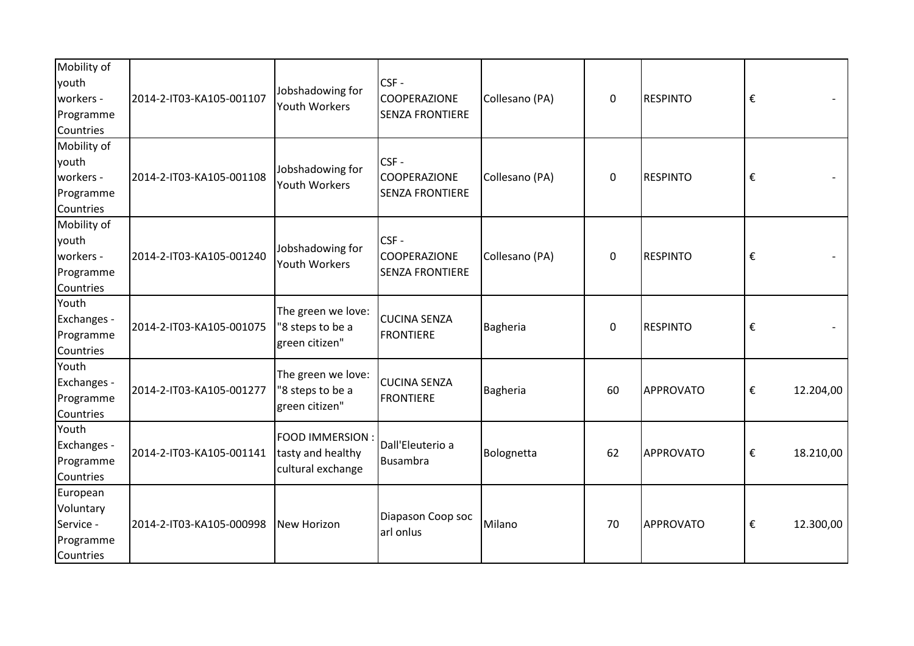| | | | | | | | |
|---|---|---|---|---|---|---|---|
| Mobility of youth workers - Programme Countries | 2014-2-IT03-KA105-001107 | Jobshadowing for Youth Workers | CSF - COOPERAZIONE SENZA FRONTIERE | Collesano (PA) | 0 | RESPINTO | € - |
| Mobility of youth workers - Programme Countries | 2014-2-IT03-KA105-001108 | Jobshadowing for Youth Workers | CSF - COOPERAZIONE SENZA FRONTIERE | Collesano (PA) | 0 | RESPINTO | € - |
| Mobility of youth workers - Programme Countries | 2014-2-IT03-KA105-001240 | Jobshadowing for Youth Workers | CSF - COOPERAZIONE SENZA FRONTIERE | Collesano (PA) | 0 | RESPINTO | € - |
| Youth Exchanges - Programme Countries | 2014-2-IT03-KA105-001075 | The green we love: "8 steps to be a green citizen" | CUCINA SENZA FRONTIERE | Bagheria | 0 | RESPINTO | € - |
| Youth Exchanges - Programme Countries | 2014-2-IT03-KA105-001277 | The green we love: "8 steps to be a green citizen" | CUCINA SENZA FRONTIERE | Bagheria | 60 | APPROVATO | € 12.204,00 |
| Youth Exchanges - Programme Countries | 2014-2-IT03-KA105-001141 | FOOD IMMERSION : tasty and healthy cultural exchange | Dall'Eleuterio a Busambra | Bolognetta | 62 | APPROVATO | € 18.210,00 |
| European Voluntary Service - Programme Countries | 2014-2-IT03-KA105-000998 | New Horizon | Diapason Coop soc arl onlus | Milano | 70 | APPROVATO | € 12.300,00 |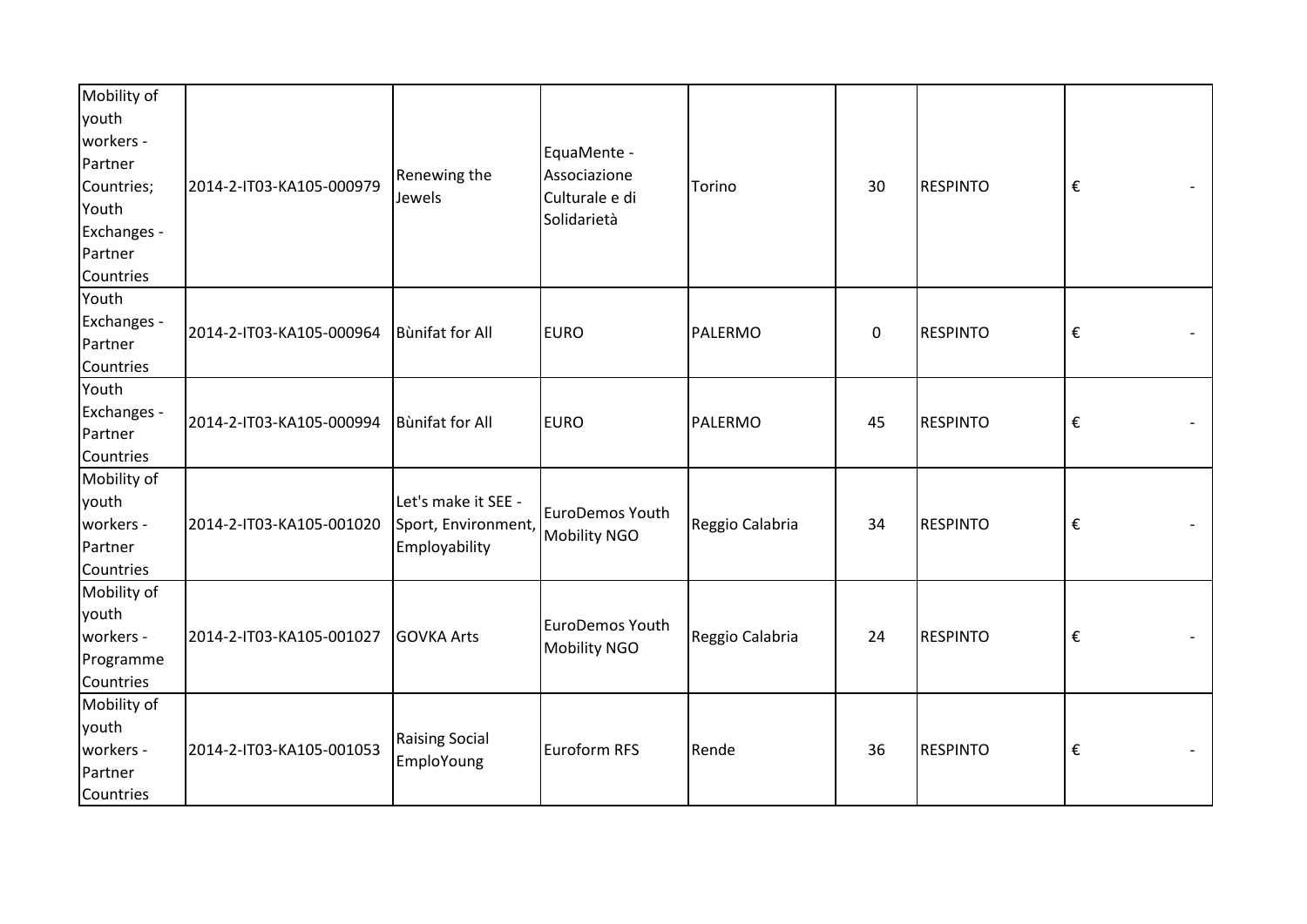| | | | | | | | |
|---|---|---|---|---|---|---|---|
| Mobility of youth workers - Partner Countries; Youth Exchanges - Partner Countries | 2014-2-IT03-KA105-000979 | Renewing the Jewels | EquaMente - Associazione Culturale e di Solidarietà | Torino | 30 | RESPINTO | € - |
| Youth Exchanges - Partner Countries | 2014-2-IT03-KA105-000964 | Bùnifat for All | EURO | PALERMO | 0 | RESPINTO | € - |
| Youth Exchanges - Partner Countries | 2014-2-IT03-KA105-000994 | Bùnifat for All | EURO | PALERMO | 45 | RESPINTO | € - |
| Mobility of youth workers - Partner Countries | 2014-2-IT03-KA105-001020 | Let's make it SEE - Sport, Environment, Employability | EuroDemos Youth Mobility NGO | Reggio Calabria | 34 | RESPINTO | € - |
| Mobility of youth workers - Programme Countries | 2014-2-IT03-KA105-001027 | GOVKA Arts | EuroDemos Youth Mobility NGO | Reggio Calabria | 24 | RESPINTO | € - |
| Mobility of youth workers - Partner Countries | 2014-2-IT03-KA105-001053 | Raising Social EmploYoung | Euroform RFS | Rende | 36 | RESPINTO | € - |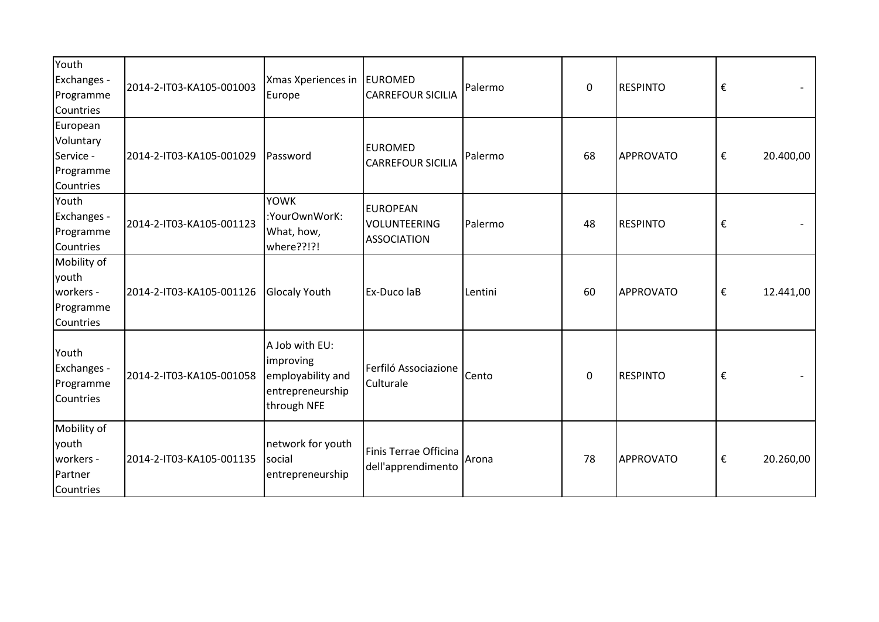| | | | | | | | |
|---|---|---|---|---|---|---|---|
| Youth Exchanges - Programme Countries | 2014-2-IT03-KA105-001003 | Xmas Xperiences in Europe | EUROMED CARREFOUR SICILIA | Palermo | 0 | RESPINTO | € - |
| European Voluntary Service - Programme Countries | 2014-2-IT03-KA105-001029 | Password | EUROMED CARREFOUR SICILIA | Palermo | 68 | APPROVATO | € 20.400,00 |
| Youth Exchanges - Programme Countries | 2014-2-IT03-KA105-001123 | YOWK :YourOwnWorK: What, how, where??!?! | EUROPEAN VOLUNTEERING ASSOCIATION | Palermo | 48 | RESPINTO | € - |
| Mobility of youth workers - Programme Countries | 2014-2-IT03-KA105-001126 | Glocaly Youth | Ex-Duco laB | Lentini | 60 | APPROVATO | € 12.441,00 |
| Youth Exchanges - Programme Countries | 2014-2-IT03-KA105-001058 | A Job with EU: improving employability and entrepreneurship through NFE | Ferfiló Associazione Culturale | Cento | 0 | RESPINTO | € - |
| Mobility of youth workers - Partner Countries | 2014-2-IT03-KA105-001135 | network for youth social entrepreneurship | Finis Terrae Officina dell'apprendimento | Arona | 78 | APPROVATO | € 20.260,00 |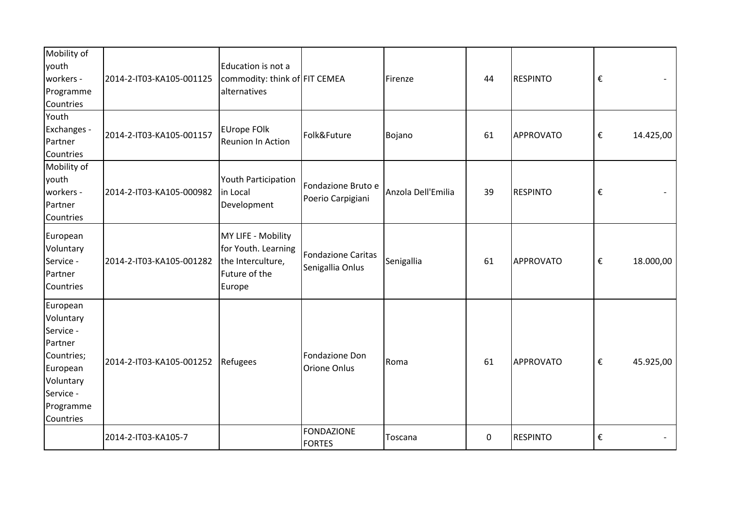| | | | | | | | |
|---|---|---|---|---|---|---|---|
| Mobility of youth workers - Programme Countries | 2014-2-IT03-KA105-001125 | Education is not a commodity: think of alternatives | FIT CEMEA | Firenze | 44 | RESPINTO | € - |
| Youth Exchanges - Partner Countries | 2014-2-IT03-KA105-001157 | EUrope FOlk Reunion In Action | Folk&Future | Bojano | 61 | APPROVATO | € 14.425,00 |
| Mobility of youth workers - Partner Countries | 2014-2-IT03-KA105-000982 | Youth Participation in Local Development | Fondazione Bruto e Poerio Carpigiani | Anzola Dell'Emilia | 39 | RESPINTO | € - |
| European Voluntary Service - Partner Countries | 2014-2-IT03-KA105-001282 | MY LIFE - Mobility for Youth. Learning the Interculture, Future of the Europe | Fondazione Caritas Senigallia Onlus | Senigallia | 61 | APPROVATO | € 18.000,00 |
| European Voluntary Service - Partner Countries; European Voluntary Service - Programme Countries | 2014-2-IT03-KA105-001252 | Refugees | Fondazione Don Orione Onlus | Roma | 61 | APPROVATO | € 45.925,00 |
| | 2014-2-IT03-KA105-7 | | FONDAZIONE FORTES | Toscana | 0 | RESPINTO | € - |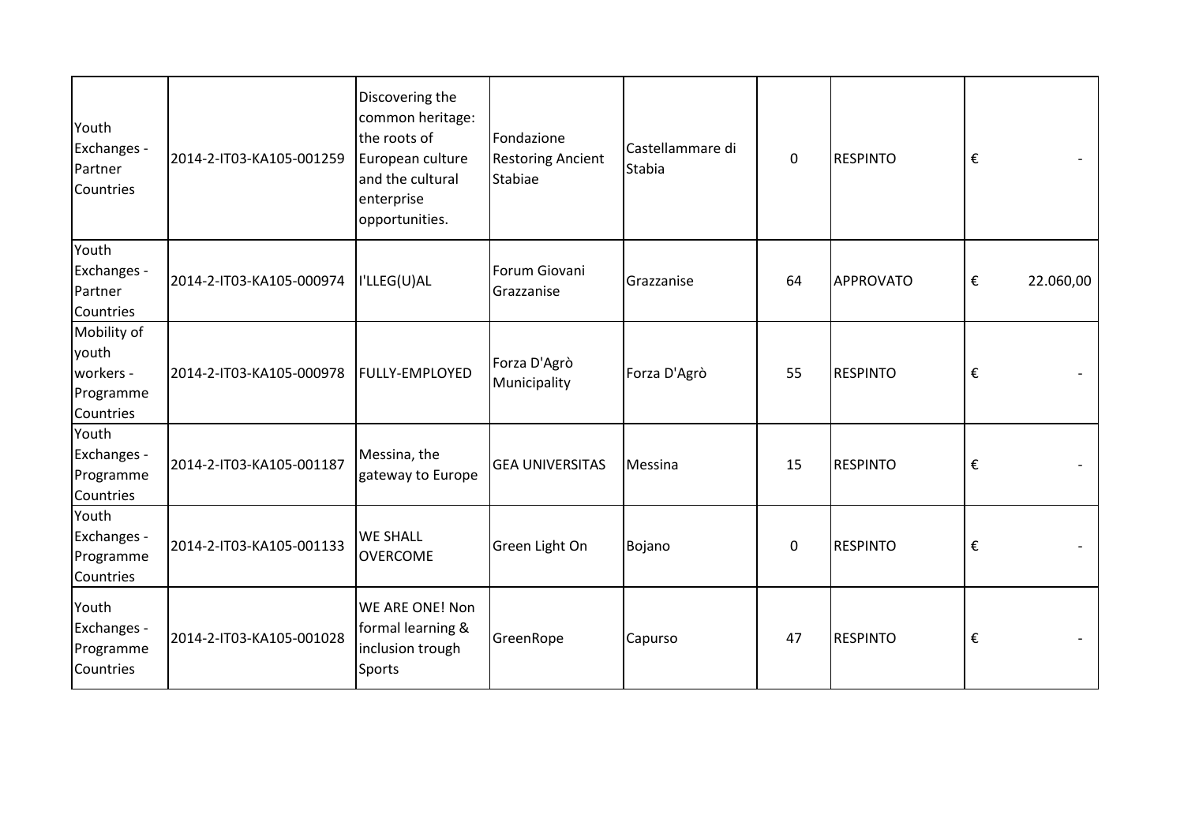| | | | | | | | |
|---|---|---|---|---|---|---|---|
| Youth Exchanges - Partner Countries | 2014-2-IT03-KA105-001259 | Discovering the common heritage: the roots of European culture and the cultural enterprise opportunities. | Fondazione Restoring Ancient Stabiae | Castellammare di Stabia | 0 | RESPINTO | € - |
| Youth Exchanges - Partner Countries | 2014-2-IT03-KA105-000974 | I'LLEG(U)AL | Forum Giovani Grazzanise | Grazzanise | 64 | APPROVATO | € 22.060,00 |
| Mobility of youth workers - Programme Countries | 2014-2-IT03-KA105-000978 | FULLY-EMPLOYED | Forza D'Agrò Municipality | Forza D'Agrò | 55 | RESPINTO | € - |
| Youth Exchanges - Programme Countries | 2014-2-IT03-KA105-001187 | Messina, the gateway to Europe | GEA UNIVERSITAS | Messina | 15 | RESPINTO | € - |
| Youth Exchanges - Programme Countries | 2014-2-IT03-KA105-001133 | WE SHALL OVERCOME | Green Light On | Bojano | 0 | RESPINTO | € - |
| Youth Exchanges - Programme Countries | 2014-2-IT03-KA105-001028 | WE ARE ONE! Non formal learning & inclusion trough Sports | GreenRope | Capurso | 47 | RESPINTO | € - |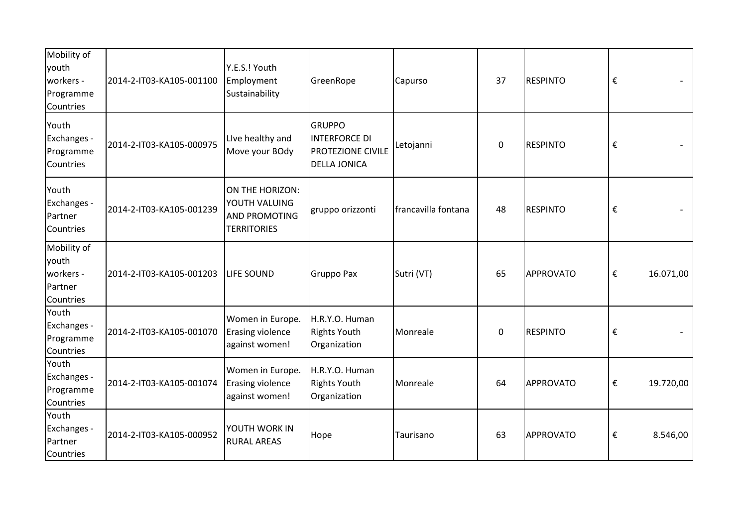| | | | | | | | |
|---|---|---|---|---|---|---|---|
| Mobility of youth workers - Programme Countries | 2014-2-IT03-KA105-001100 | Y.E.S.! Youth Employment Sustainability | GreenRope | Capurso | 37 | RESPINTO | € - |
| Youth Exchanges - Programme Countries | 2014-2-IT03-KA105-000975 | LIve healthy and Move your BOdy | GRUPPO INTERFORCE DI PROTEZIONE CIVILE DELLA JONICA | Letojanni | 0 | RESPINTO | € - |
| Youth Exchanges - Partner Countries | 2014-2-IT03-KA105-001239 | ON THE HORIZON: YOUTH VALUING AND PROMOTING TERRITORIES | gruppo orizzonti | francavilla fontana | 48 | RESPINTO | € - |
| Mobility of youth workers - Partner Countries | 2014-2-IT03-KA105-001203 | LIFE SOUND | Gruppo Pax | Sutri (VT) | 65 | APPROVATO | € 16.071,00 |
| Youth Exchanges - Programme Countries | 2014-2-IT03-KA105-001070 | Women in Europe. Erasing violence against women! | H.R.Y.O. Human Rights Youth Organization | Monreale | 0 | RESPINTO | € - |
| Youth Exchanges - Programme Countries | 2014-2-IT03-KA105-001074 | Women in Europe. Erasing violence against women! | H.R.Y.O. Human Rights Youth Organization | Monreale | 64 | APPROVATO | € 19.720,00 |
| Youth Exchanges - Partner Countries | 2014-2-IT03-KA105-000952 | YOUTH WORK IN RURAL AREAS | Hope | Taurisano | 63 | APPROVATO | € 8.546,00 |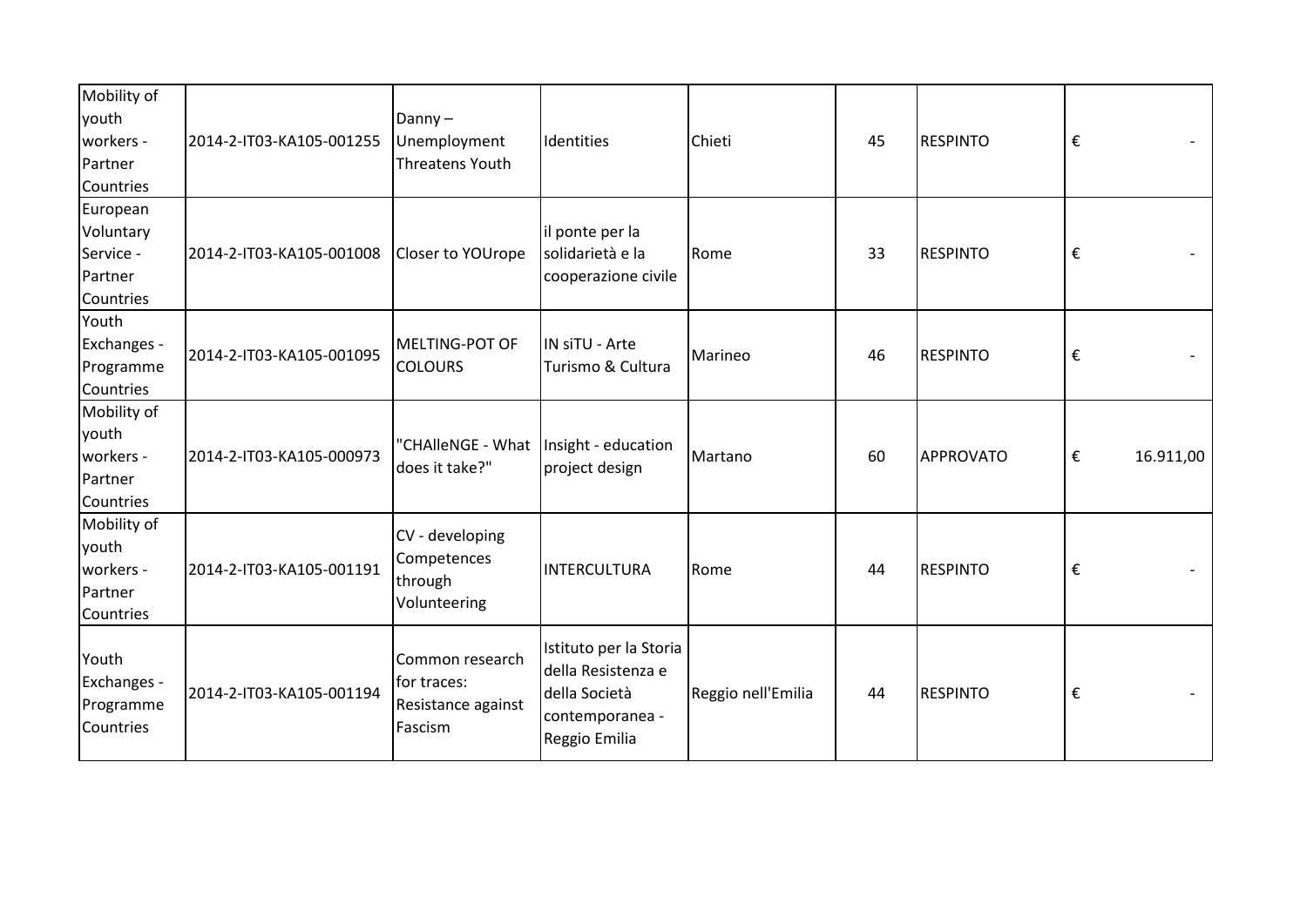| | | | | | | | |
|---|---|---|---|---|---|---|---|
| Mobility of youth workers - Partner Countries | 2014-2-IT03-KA105-001255 | Danny – Unemployment Threatens Youth | Identities | Chieti | 45 | RESPINTO | € - |
| European Voluntary Service - Partner Countries | 2014-2-IT03-KA105-001008 | Closer to YOUrope | il ponte per la solidarietà e la cooperazione civile | Rome | 33 | RESPINTO | € - |
| Youth Exchanges - Programme Countries | 2014-2-IT03-KA105-001095 | MELTING-POT OF COLOURS | IN siTU - Arte Turismo & Cultura | Marineo | 46 | RESPINTO | € - |
| Mobility of youth workers - Partner Countries | 2014-2-IT03-KA105-000973 | "CHAlleNGE - What does it take?" | Insight - education project design | Martano | 60 | APPROVATO | € 16.911,00 |
| Mobility of youth workers - Partner Countries | 2014-2-IT03-KA105-001191 | CV - developing Competences through Volunteering | INTERCULTURA | Rome | 44 | RESPINTO | € - |
| Youth Exchanges - Programme Countries | 2014-2-IT03-KA105-001194 | Common research for traces: Resistance against Fascism | Istituto per la Storia della Resistenza e della Società contemporanea - Reggio Emilia | Reggio nell'Emilia | 44 | RESPINTO | € - |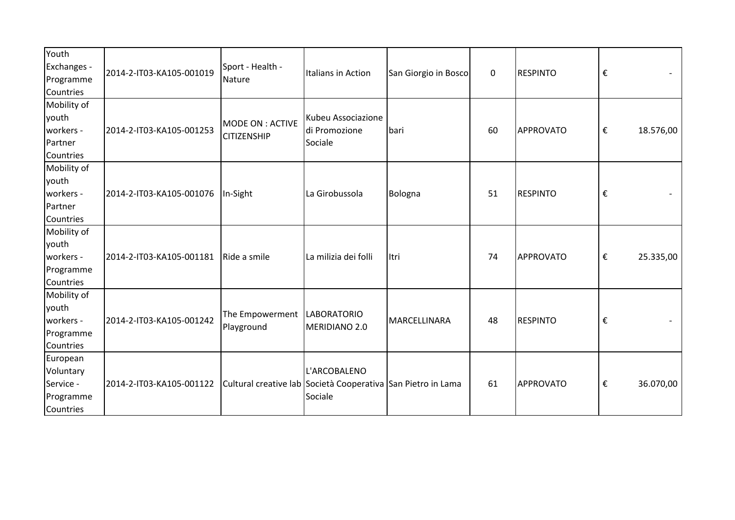| | | | | | | | |
|---|---|---|---|---|---|---|---|
| Youth Exchanges - Programme Countries | 2014-2-IT03-KA105-001019 | Sport - Health - Nature | Italians in Action | San Giorgio in Bosco | 0 | RESPINTO | € - |
| Mobility of youth workers - Partner Countries | 2014-2-IT03-KA105-001253 | MODE ON : ACTIVE CITIZENSHIP | Kubeu Associazione di Promozione Sociale | bari | 60 | APPROVATO | € 18.576,00 |
| Mobility of youth workers - Partner Countries | 2014-2-IT03-KA105-001076 | In-Sight | La Girobussola | Bologna | 51 | RESPINTO | € - |
| Mobility of youth workers - Programme Countries | 2014-2-IT03-KA105-001181 | Ride a smile | La milizia dei folli | Itri | 74 | APPROVATO | € 25.335,00 |
| Mobility of youth workers - Programme Countries | 2014-2-IT03-KA105-001242 | The Empowerment Playground | LABORATORIO MERIDIANO 2.0 | MARCELLINARA | 48 | RESPINTO | € - |
| European Voluntary Service - Programme Countries | 2014-2-IT03-KA105-001122 | Cultural creative lab | L'ARCOBALENO Società Cooperativa Sociale | San Pietro in Lama | 61 | APPROVATO | € 36.070,00 |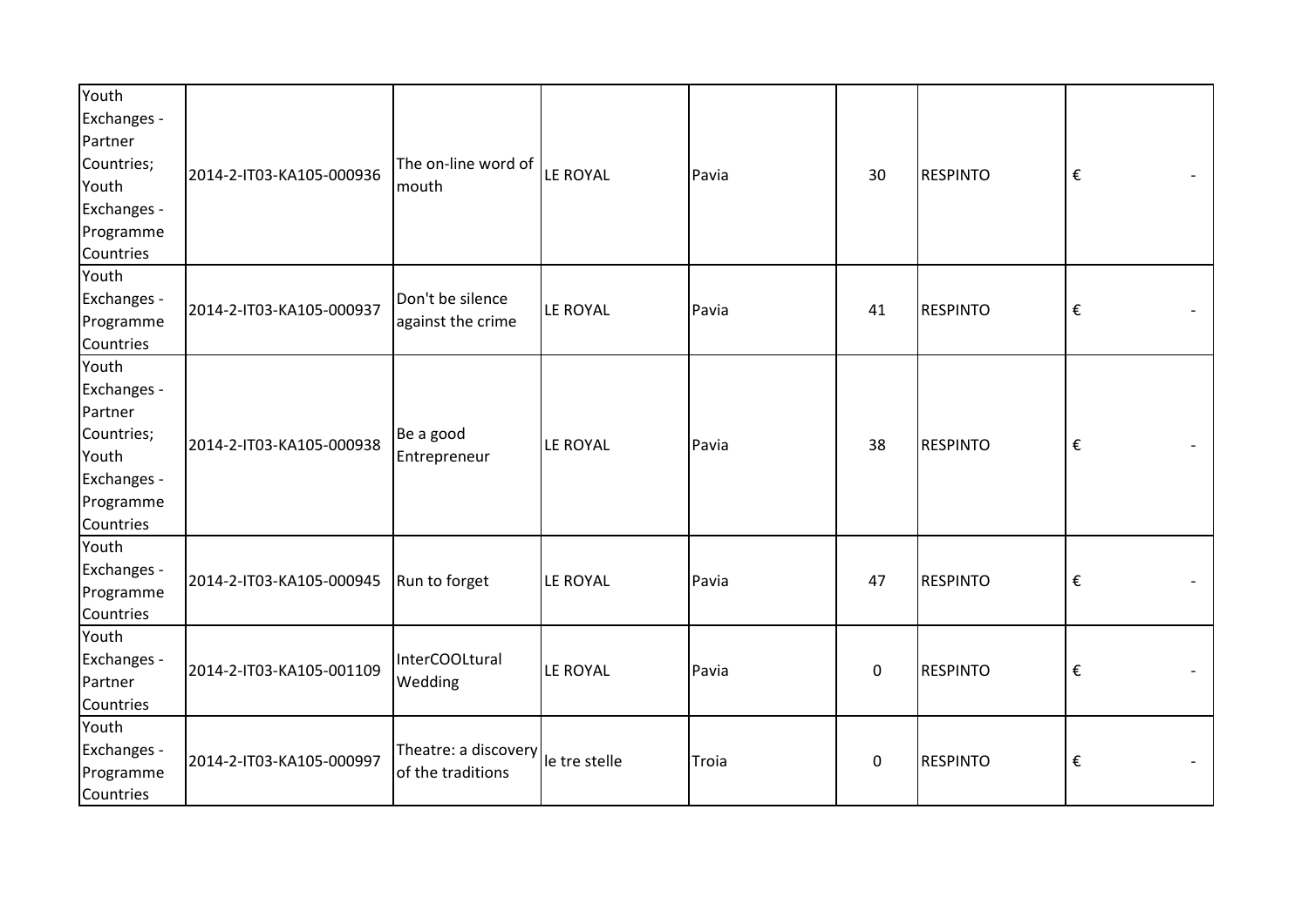| | | | | | | | |
|---|---|---|---|---|---|---|---|
| Youth Exchanges - Partner Countries; Youth Exchanges - Programme Countries | 2014-2-IT03-KA105-000936 | The on-line word of mouth | LE ROYAL | Pavia | 30 | RESPINTO | € - |
| Youth Exchanges - Programme Countries | 2014-2-IT03-KA105-000937 | Don't be silence against the crime | LE ROYAL | Pavia | 41 | RESPINTO | € - |
| Youth Exchanges - Partner Countries; Youth Exchanges - Programme Countries | 2014-2-IT03-KA105-000938 | Be a good Entrepreneur | LE ROYAL | Pavia | 38 | RESPINTO | € - |
| Youth Exchanges - Programme Countries | 2014-2-IT03-KA105-000945 | Run to forget | LE ROYAL | Pavia | 47 | RESPINTO | € - |
| Youth Exchanges - Partner Countries | 2014-2-IT03-KA105-001109 | InterCOOLtural Wedding | LE ROYAL | Pavia | 0 | RESPINTO | € - |
| Youth Exchanges - Programme Countries | 2014-2-IT03-KA105-000997 | Theatre: a discovery of the traditions | le tre stelle | Troia | 0 | RESPINTO | € - |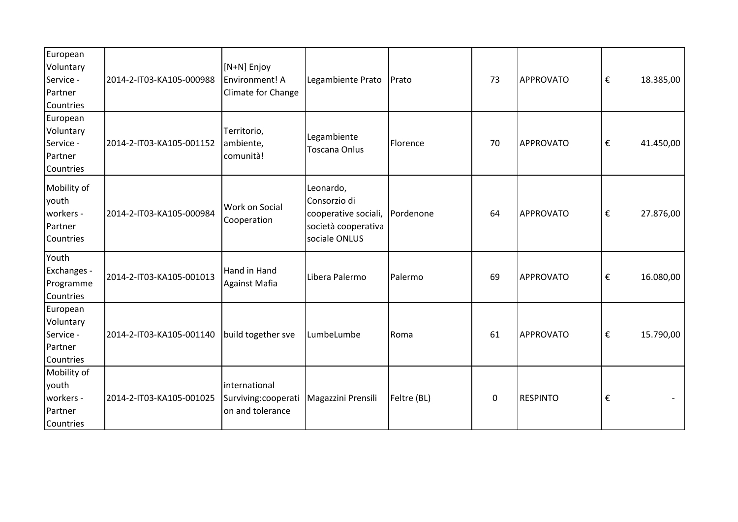| | | | | | | | |
|---|---|---|---|---|---|---|---|
| European Voluntary Service - Partner Countries | 2014-2-IT03-KA105-000988 | [N+N] Enjoy Environment! A Climate for Change | Legambiente Prato | Prato | 73 | APPROVATO | € 18.385,00 |
| European Voluntary Service - Partner Countries | 2014-2-IT03-KA105-001152 | Territorio, ambiente, comunità! | Legambiente Toscana Onlus | Florence | 70 | APPROVATO | € 41.450,00 |
| Mobility of youth workers - Partner Countries | 2014-2-IT03-KA105-000984 | Work on Social Cooperation | Leonardo, Consorzio di cooperative sociali, società cooperativa sociale ONLUS | Pordenone | 64 | APPROVATO | € 27.876,00 |
| Youth Exchanges - Programme Countries | 2014-2-IT03-KA105-001013 | Hand in Hand Against Mafia | Libera Palermo | Palermo | 69 | APPROVATO | € 16.080,00 |
| European Voluntary Service - Partner Countries | 2014-2-IT03-KA105-001140 | build together sve | LumbeLumbe | Roma | 61 | APPROVATO | € 15.790,00 |
| Mobility of youth workers - Partner Countries | 2014-2-IT03-KA105-001025 | international Surviving:cooperation and tolerance | Magazzini Prensili | Feltre (BL) | 0 | RESPINTO | € - |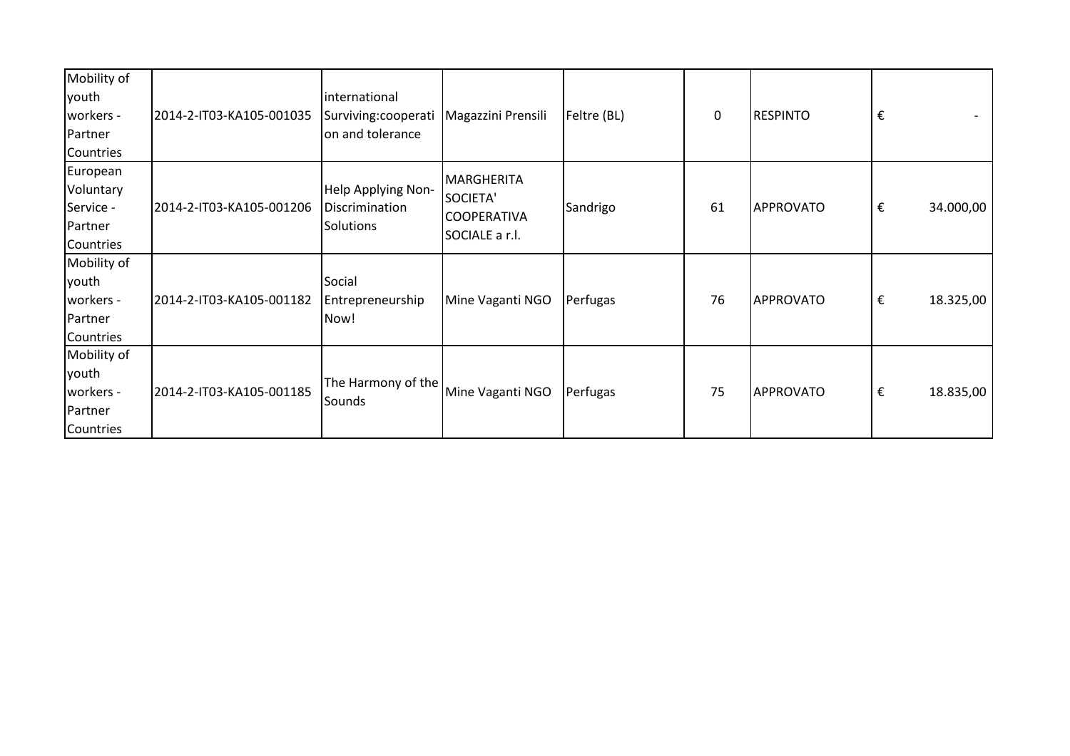| | | | | | | | |
|---|---|---|---|---|---|---|---|
| Mobility of youth workers - Partner Countries | 2014-2-IT03-KA105-001035 | international Surviving:cooperation and tolerance | Magazzini Prensili | Feltre (BL) | 0 | RESPINTO | € - |
| European Voluntary Service - Partner Countries | 2014-2-IT03-KA105-001206 | Help Applying Non-Discrimination Solutions | MARGHERITA SOCIETA' COOPERATIVA SOCIALE a r.l. | Sandrigo | 61 | APPROVATO | € 34.000,00 |
| Mobility of youth workers - Partner Countries | 2014-2-IT03-KA105-001182 | Social Entrepreneurship Now! | Mine Vaganti NGO | Perfugas | 76 | APPROVATO | € 18.325,00 |
| Mobility of youth workers - Partner Countries | 2014-2-IT03-KA105-001185 | The Harmony of the Sounds | Mine Vaganti NGO | Perfugas | 75 | APPROVATO | € 18.835,00 |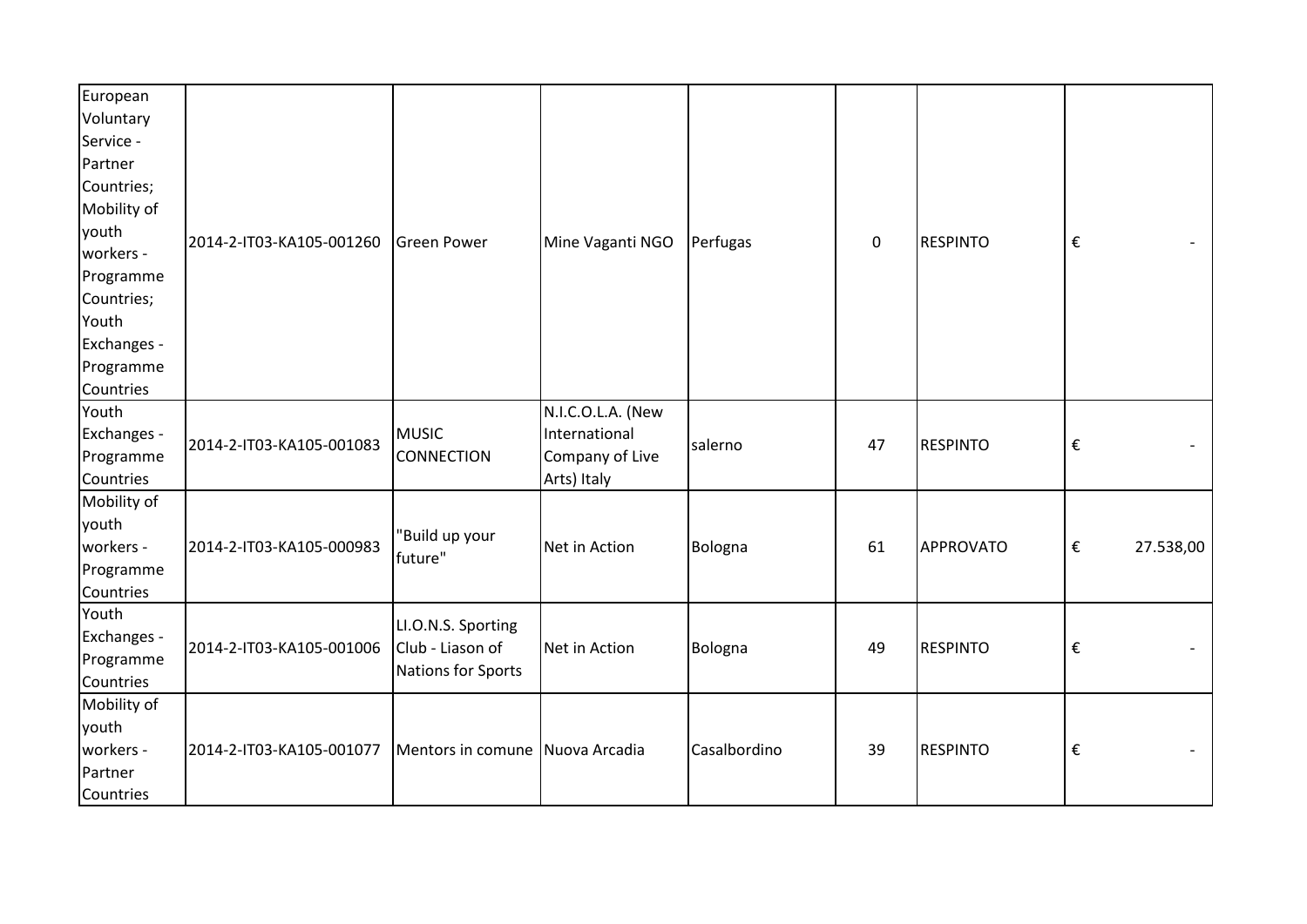| | | | | | | | |
|---|---|---|---|---|---|---|---|
| European Voluntary Service - Partner Countries; Mobility of youth workers - Programme Countries; Youth Exchanges - Programme Countries | 2014-2-IT03-KA105-001260 | Green Power | Mine Vaganti NGO | Perfugas | 0 | RESPINTO | € - |
| Youth Exchanges - Programme Countries | 2014-2-IT03-KA105-001083 | MUSIC CONNECTION | N.I.C.O.L.A. (New International Company of Live Arts) Italy | salerno | 47 | RESPINTO | € - |
| Mobility of youth workers - Programme Countries | 2014-2-IT03-KA105-000983 | "Build up your future" | Net in Action | Bologna | 61 | APPROVATO | € 27.538,00 |
| Youth Exchanges - Programme Countries | 2014-2-IT03-KA105-001006 | LI.O.N.S. Sporting Club - Liason of Nations for Sports | Net in Action | Bologna | 49 | RESPINTO | € - |
| Mobility of youth workers - Partner Countries | 2014-2-IT03-KA105-001077 | Mentors in comune | Nuova Arcadia | Casalbordino | 39 | RESPINTO | € - |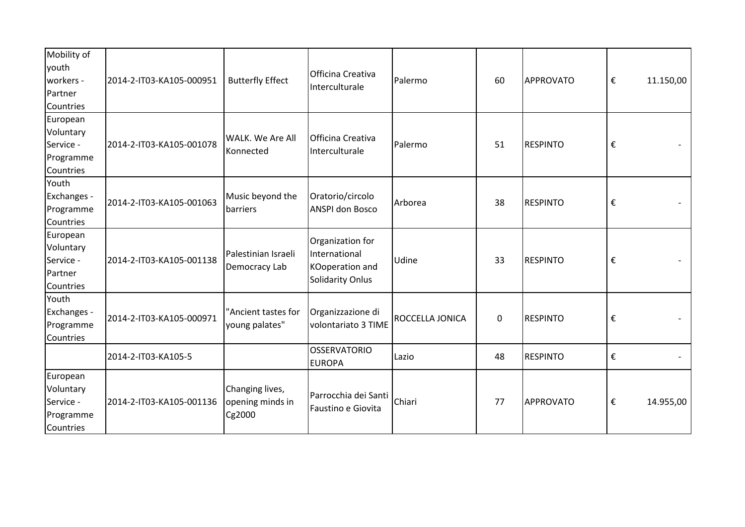| | | | | | | | |
|---|---|---|---|---|---|---|---|
| Mobility of youth workers - Partner Countries | 2014-2-IT03-KA105-000951 | Butterfly Effect | Officina Creativa Interculturale | Palermo | 60 | APPROVATO | € 11.150,00 |
| European Voluntary Service - Programme Countries | 2014-2-IT03-KA105-001078 | WALK. We Are All Konnected | Officina Creativa Interculturale | Palermo | 51 | RESPINTO | € - |
| Youth Exchanges - Programme Countries | 2014-2-IT03-KA105-001063 | Music beyond the barriers | Oratorio/circolo ANSPI don Bosco | Arborea | 38 | RESPINTO | € - |
| European Voluntary Service - Partner Countries | 2014-2-IT03-KA105-001138 | Palestinian Israeli Democracy Lab | Organization for International KOoperation and Solidarity Onlus | Udine | 33 | RESPINTO | € - |
| Youth Exchanges - Programme Countries | 2014-2-IT03-KA105-000971 | "Ancient tastes for young palates" | Organizzazione di volontariato 3 TIME | ROCCELLA JONICA | 0 | RESPINTO | € - |
| | 2014-2-IT03-KA105-5 | | OSSERVATORIO EUROPA | Lazio | 48 | RESPINTO | € - |
| European Voluntary Service - Programme Countries | 2014-2-IT03-KA105-001136 | Changing lives, opening minds in Cg2000 | Parrocchia dei Santi Faustino e Giovita | Chiari | 77 | APPROVATO | € 14.955,00 |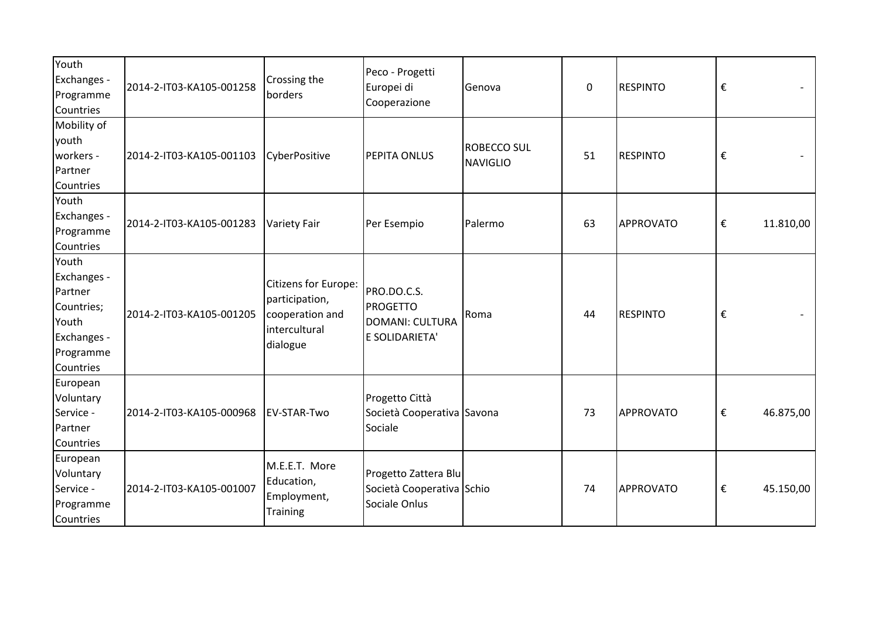| | | | | | | | |
|---|---|---|---|---|---|---|---|
| Youth Exchanges - Programme Countries | 2014-2-IT03-KA105-001258 | Crossing the borders | Peco - Progetti Europei di Cooperazione | Genova | 0 | RESPINTO | € - |
| Mobility of youth workers - Partner Countries | 2014-2-IT03-KA105-001103 | CyberPositive | PEPITA ONLUS | ROBECCO SUL NAVIGLIO | 51 | RESPINTO | € - |
| Youth Exchanges - Programme Countries | 2014-2-IT03-KA105-001283 | Variety Fair | Per Esempio | Palermo | 63 | APPROVATO | € 11.810,00 |
| Youth Exchanges - Partner Countries; Youth Exchanges - Programme Countries | 2014-2-IT03-KA105-001205 | Citizens for Europe: participation, cooperation and intercultural dialogue | PRO.DO.C.S. PROGETTO DOMANI: CULTURA E SOLIDARIETA' | Roma | 44 | RESPINTO | € - |
| European Voluntary Service - Partner Countries | 2014-2-IT03-KA105-000968 | EV-STAR-Two | Progetto Città Società Cooperativa Sociale | Savona | 73 | APPROVATO | € 46.875,00 |
| European Voluntary Service - Programme Countries | 2014-2-IT03-KA105-001007 | M.E.E.T. More Education, Employment, Training | Progetto Zattera Blu Società Cooperativa Sociale Onlus | Schio | 74 | APPROVATO | € 45.150,00 |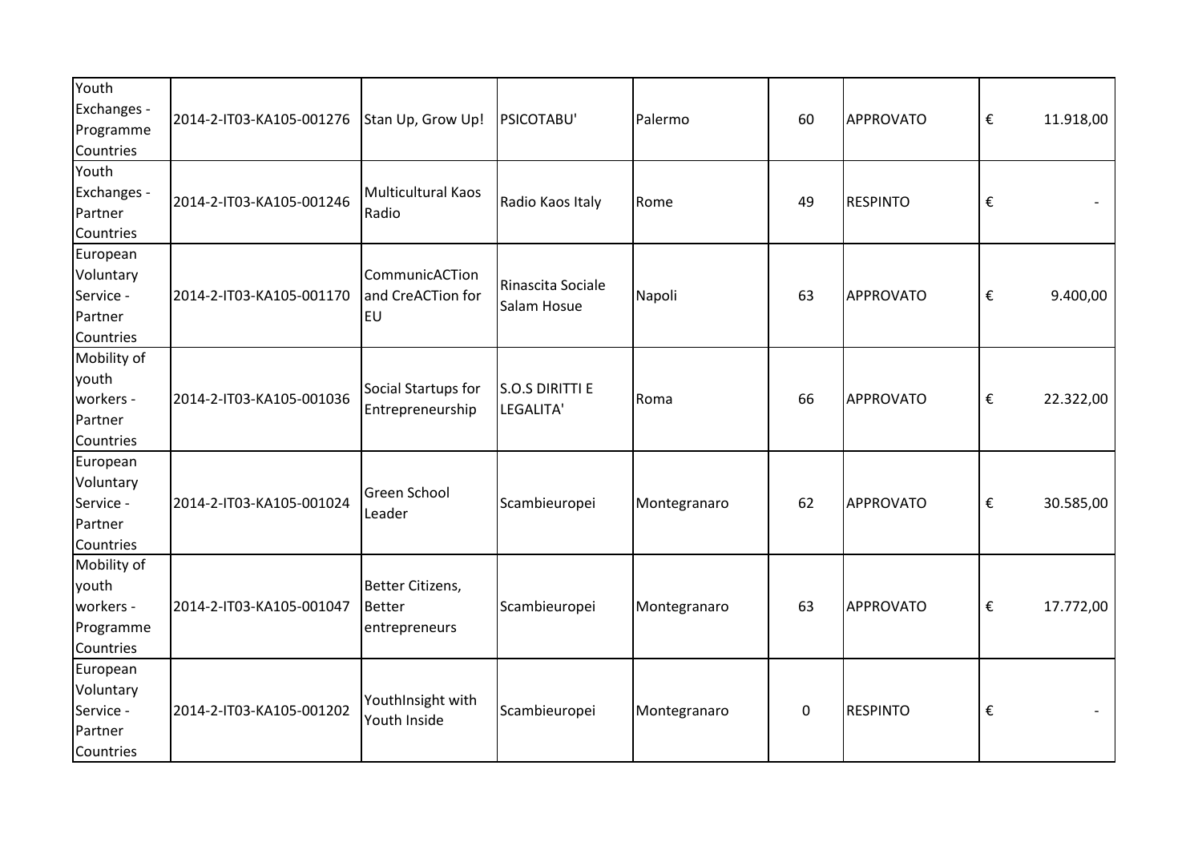| | | | | | | | |
|---|---|---|---|---|---|---|---|
| Youth Exchanges - Programme Countries | 2014-2-IT03-KA105-001276 | Stan Up, Grow Up! | PSICOTABU' | Palermo | 60 | APPROVATO | € 11.918,00 |
| Youth Exchanges - Partner Countries | 2014-2-IT03-KA105-001246 | Multicultural Kaos Radio | Radio Kaos Italy | Rome | 49 | RESPINTO | € - |
| European Voluntary Service - Partner Countries | 2014-2-IT03-KA105-001170 | CommunicACTion and CreACTion for EU | Rinascita Sociale Salam Hosue | Napoli | 63 | APPROVATO | € 9.400,00 |
| Mobility of youth workers - Partner Countries | 2014-2-IT03-KA105-001036 | Social Startups for Entrepreneurship | S.O.S DIRITTI E LEGALITA' | Roma | 66 | APPROVATO | € 22.322,00 |
| European Voluntary Service - Partner Countries | 2014-2-IT03-KA105-001024 | Green School Leader | Scambieuropei | Montegranaro | 62 | APPROVATO | € 30.585,00 |
| Mobility of youth workers - Programme Countries | 2014-2-IT03-KA105-001047 | Better Citizens, Better entrepreneurs | Scambieuropei | Montegranaro | 63 | APPROVATO | € 17.772,00 |
| European Voluntary Service - Partner Countries | 2014-2-IT03-KA105-001202 | YouthInsight with Youth Inside | Scambieuropei | Montegranaro | 0 | RESPINTO | € - |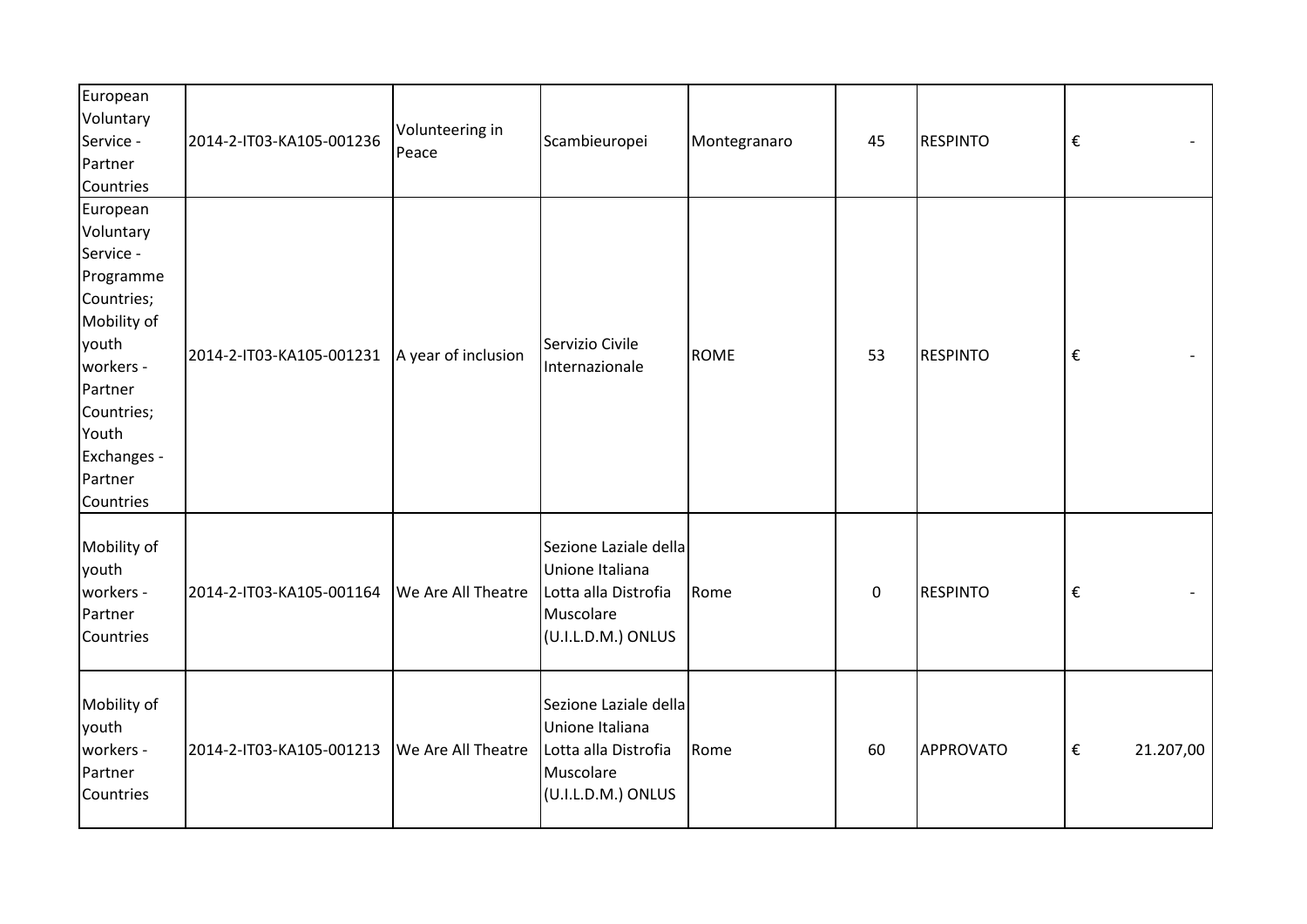| | | | | | | | |
|---|---|---|---|---|---|---|---|
| European Voluntary Service - Partner Countries | 2014-2-IT03-KA105-001236 | Volunteering in Peace | Scambieuropei | Montegranaro | 45 | RESPINTO | € - |
| European Voluntary Service - Programme Countries; Mobility of youth workers - Partner Countries; Youth Exchanges - Partner Countries | 2014-2-IT03-KA105-001231 | A year of inclusion | Servizio Civile Internazionale | ROME | 53 | RESPINTO | € - |
| Mobility of youth workers - Partner Countries | 2014-2-IT03-KA105-001164 | We Are All Theatre | Sezione Laziale della Unione Italiana Lotta alla Distrofia Muscolare (U.I.L.D.M.) ONLUS | Rome | 0 | RESPINTO | € - |
| Mobility of youth workers - Partner Countries | 2014-2-IT03-KA105-001213 | We Are All Theatre | Sezione Laziale della Unione Italiana Lotta alla Distrofia Muscolare (U.I.L.D.M.) ONLUS | Rome | 60 | APPROVATO | € 21.207,00 |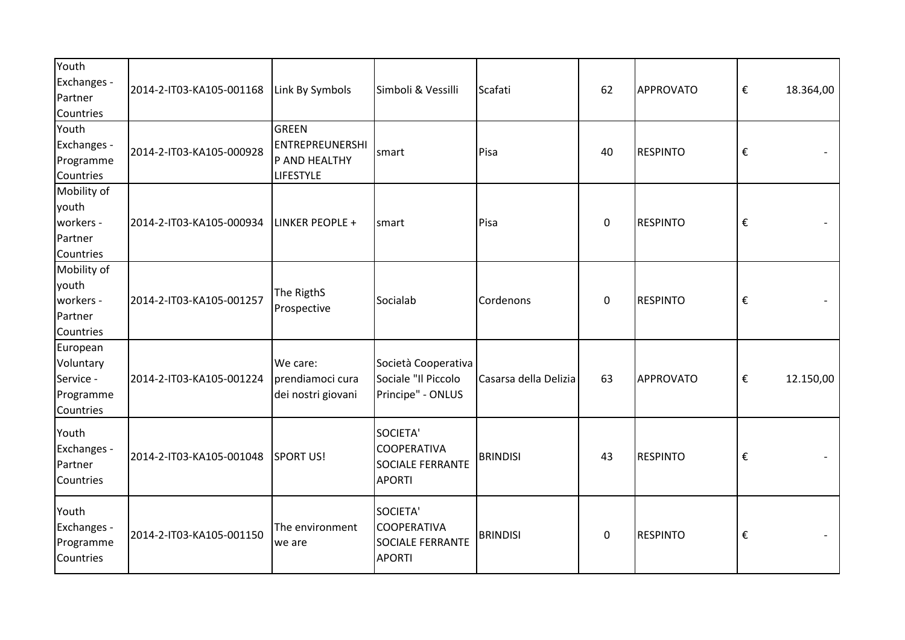| | | | | | | | |
|---|---|---|---|---|---|---|---|
| Youth Exchanges - Partner Countries | 2014-2-IT03-KA105-001168 | Link By Symbols | Simboli & Vessilli | Scafati | 62 | APPROVATO | € 18.364,00 |
| Youth Exchanges - Programme Countries | 2014-2-IT03-KA105-000928 | GREEN ENTREPREUNERSHIP AND HEALTHY LIFESTYLE | smart | Pisa | 40 | RESPINTO | € - |
| Mobility of youth workers - Partner Countries | 2014-2-IT03-KA105-000934 | LINKER PEOPLE + | smart | Pisa | 0 | RESPINTO | € - |
| Mobility of youth workers - Partner Countries | 2014-2-IT03-KA105-001257 | The RigthS Prospective | Socialab | Cordenons | 0 | RESPINTO | € - |
| European Voluntary Service - Programme Countries | 2014-2-IT03-KA105-001224 | We care: prendiamoci cura dei nostri giovani | Società Cooperativa Sociale "Il Piccolo Principe" - ONLUS | Casarsa della Delizia | 63 | APPROVATO | € 12.150,00 |
| Youth Exchanges - Partner Countries | 2014-2-IT03-KA105-001048 | SPORT US! | SOCIETA' COOPERATIVA SOCIALE FERRANTE APORTI | BRINDISI | 43 | RESPINTO | € - |
| Youth Exchanges - Programme Countries | 2014-2-IT03-KA105-001150 | The environment we are | SOCIETA' COOPERATIVA SOCIALE FERRANTE APORTI | BRINDISI | 0 | RESPINTO | € - |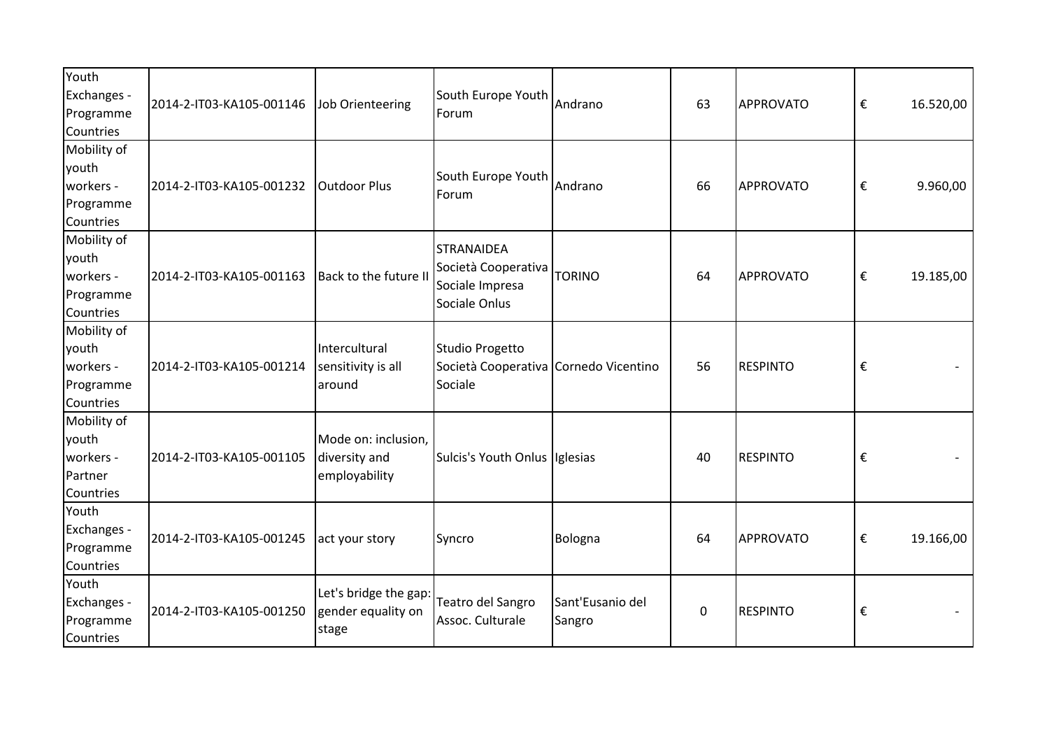| Youth Exchanges - Programme Countries | 2014-2-IT03-KA105-001146 | Job Orienteering | South Europe Youth Forum | Andrano | 63 | APPROVATO | € 16.520,00 |
|---|---|---|---|---|---|---|---|
| Mobility of youth workers - Programme Countries | 2014-2-IT03-KA105-001232 | Outdoor Plus | South Europe Youth Forum | Andrano | 66 | APPROVATO | € 9.960,00 |
| Mobility of youth workers - Programme Countries | 2014-2-IT03-KA105-001163 | Back to the future II | STRANAIDEA Società Cooperativa Sociale Impresa Sociale Onlus | TORINO | 64 | APPROVATO | € 19.185,00 |
| Mobility of youth workers - Programme Countries | 2014-2-IT03-KA105-001214 | Intercultural sensitivity is all around | Studio Progetto Società Cooperativa Sociale | Cornedo Vicentino | 56 | RESPINTO | € - |
| Mobility of youth workers - Partner Countries | 2014-2-IT03-KA105-001105 | Mode on: inclusion, diversity and employability | Sulcis's Youth Onlus | Iglesias | 40 | RESPINTO | € - |
| Youth Exchanges - Programme Countries | 2014-2-IT03-KA105-001245 | act your story | Syncro | Bologna | 64 | APPROVATO | € 19.166,00 |
| Youth Exchanges - Programme Countries | 2014-2-IT03-KA105-001250 | Let's bridge the gap: gender equality on stage | Teatro del Sangro Assoc. Culturale | Sant'Eusanio del Sangro | 0 | RESPINTO | € - |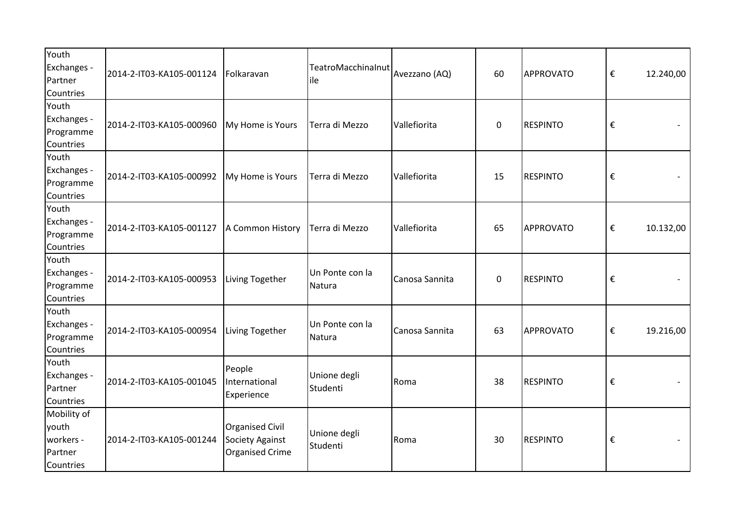| Youth Exchanges - Partner Countries | 2014-2-IT03-KA105-001124 | Folkaravan | TeatroMacchinaInutile | Avezzano (AQ) | 60 | APPROVATO | € 12.240,00 |
|---|---|---|---|---|---|---|---|
| Youth Exchanges - Programme Countries | 2014-2-IT03-KA105-000960 | My Home is Yours | Terra di Mezzo | Vallefiorita | 0 | RESPINTO | € - |
| Youth Exchanges - Programme Countries | 2014-2-IT03-KA105-000992 | My Home is Yours | Terra di Mezzo | Vallefiorita | 15 | RESPINTO | € - |
| Youth Exchanges - Programme Countries | 2014-2-IT03-KA105-001127 | A Common History | Terra di Mezzo | Vallefiorita | 65 | APPROVATO | € 10.132,00 |
| Youth Exchanges - Programme Countries | 2014-2-IT03-KA105-000953 | Living Together | Un Ponte con la Natura | Canosa Sannita | 0 | RESPINTO | € - |
| Youth Exchanges - Programme Countries | 2014-2-IT03-KA105-000954 | Living Together | Un Ponte con la Natura | Canosa Sannita | 63 | APPROVATO | € 19.216,00 |
| Youth Exchanges - Partner Countries | 2014-2-IT03-KA105-001045 | People International Experience | Unione degli Studenti | Roma | 38 | RESPINTO | € - |
| Mobility of youth workers - Partner Countries | 2014-2-IT03-KA105-001244 | Organised Civil Society Against Organised Crime | Unione degli Studenti | Roma | 30 | RESPINTO | € - |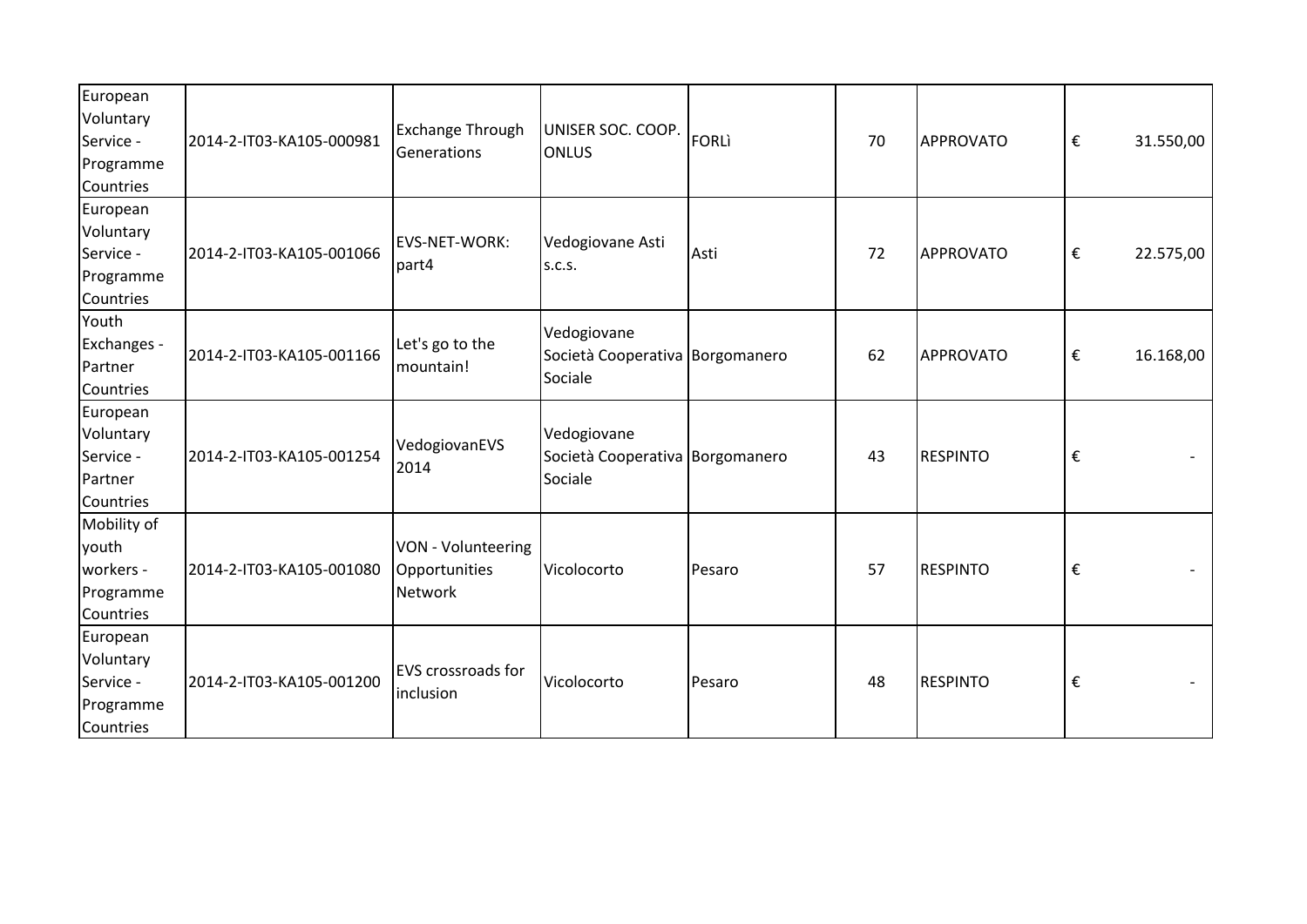| | | | | | | | |
|---|---|---|---|---|---|---|---|
| European Voluntary Service - Programme Countries | 2014-2-IT03-KA105-000981 | Exchange Through Generations | UNISER SOC. COOP. ONLUS | FORLì | 70 | APPROVATO | € 31.550,00 |
| European Voluntary Service - Programme Countries | 2014-2-IT03-KA105-001066 | EVS-NET-WORK: part4 | Vedogiovane Asti s.c.s. | Asti | 72 | APPROVATO | € 22.575,00 |
| Youth Exchanges - Partner Countries | 2014-2-IT03-KA105-001166 | Let's go to the mountain! | Vedogiovane Società Cooperativa Sociale | Borgomanero | 62 | APPROVATO | € 16.168,00 |
| European Voluntary Service - Partner Countries | 2014-2-IT03-KA105-001254 | VedogiovanEVS 2014 | Vedogiovane Società Cooperativa Sociale | Borgomanero | 43 | RESPINTO | € - |
| Mobility of youth workers - Programme Countries | 2014-2-IT03-KA105-001080 | VON - Volunteering Opportunities Network | Vicolocorto | Pesaro | 57 | RESPINTO | € - |
| European Voluntary Service - Programme Countries | 2014-2-IT03-KA105-001200 | EVS crossroads for inclusion | Vicolocorto | Pesaro | 48 | RESPINTO | € - |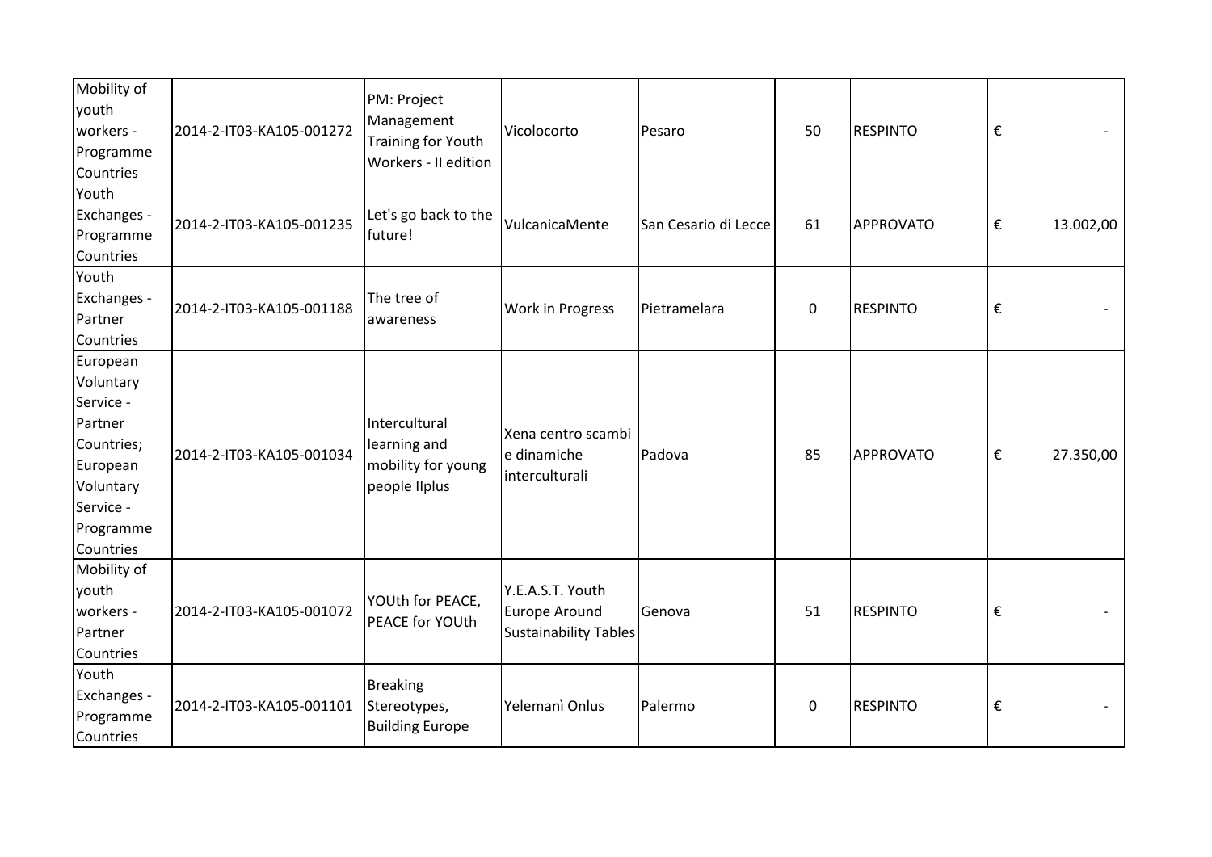| | | | | | | | |
|---|---|---|---|---|---|---|---|
| Mobility of youth workers - Programme Countries | 2014-2-IT03-KA105-001272 | PM: Project Management Training for Youth Workers - II edition | Vicolocorto | Pesaro | 50 | RESPINTO | € - |
| Youth Exchanges - Programme Countries | 2014-2-IT03-KA105-001235 | Let's go back to the future! | VulcanicaMente | San Cesario di Lecce | 61 | APPROVATO | € 13.002,00 |
| Youth Exchanges - Partner Countries | 2014-2-IT03-KA105-001188 | The tree of awareness | Work in Progress | Pietramelara | 0 | RESPINTO | € - |
| European Voluntary Service - Partner Countries; European Voluntary Service - Programme Countries | 2014-2-IT03-KA105-001034 | Intercultural learning and mobility for young people IIplus | Xena centro scambi e dinamiche interculturali | Padova | 85 | APPROVATO | € 27.350,00 |
| Mobility of youth workers - Partner Countries | 2014-2-IT03-KA105-001072 | YOUth for PEACE, PEACE for YOUth | Y.E.A.S.T. Youth Europe Around Sustainability Tables | Genova | 51 | RESPINTO | € - |
| Youth Exchanges - Programme Countries | 2014-2-IT03-KA105-001101 | Breaking Stereotypes, Building Europe | Yelemanì Onlus | Palermo | 0 | RESPINTO | € - |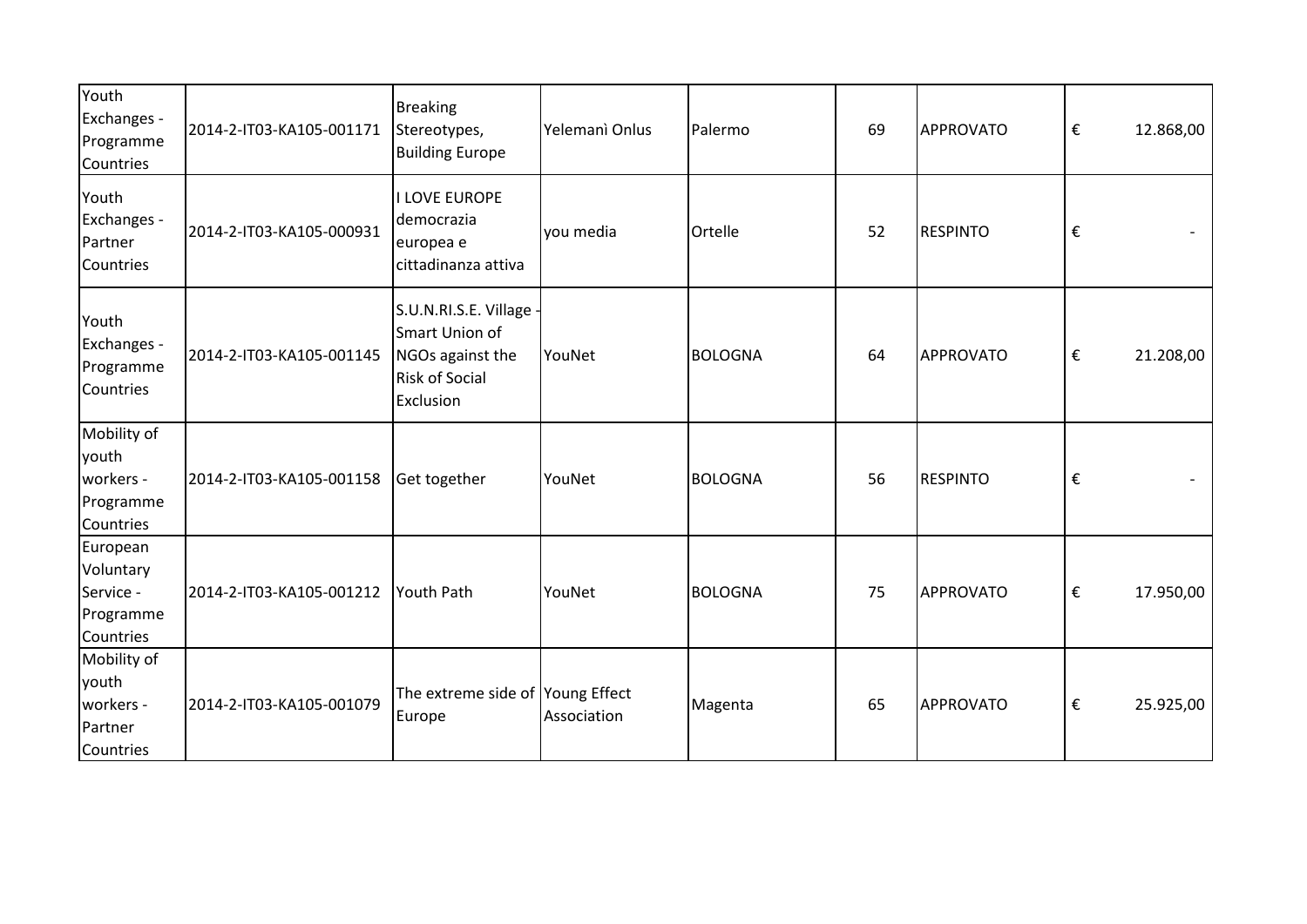| | | | | | | | |
|---|---|---|---|---|---|---|---|
| Youth Exchanges - Programme Countries | 2014-2-IT03-KA105-001171 | Breaking Stereotypes, Building Europe | Yelemanì Onlus | Palermo | 69 | APPROVATO | € 12.868,00 |
| Youth Exchanges - Partner Countries | 2014-2-IT03-KA105-000931 | I LOVE EUROPE democrazia europea e cittadinanza attiva | you media | Ortelle | 52 | RESPINTO | € - |
| Youth Exchanges - Programme Countries | 2014-2-IT03-KA105-001145 | S.U.N.RI.S.E. Village - Smart Union of NGOs against the Risk of Social Exclusion | YouNet | BOLOGNA | 64 | APPROVATO | € 21.208,00 |
| Mobility of youth workers - Programme Countries | 2014-2-IT03-KA105-001158 | Get together | YouNet | BOLOGNA | 56 | RESPINTO | € - |
| European Voluntary Service - Programme Countries | 2014-2-IT03-KA105-001212 | Youth Path | YouNet | BOLOGNA | 75 | APPROVATO | € 17.950,00 |
| Mobility of youth workers - Partner Countries | 2014-2-IT03-KA105-001079 | The extreme side of Europe | Young Effect Association | Magenta | 65 | APPROVATO | € 25.925,00 |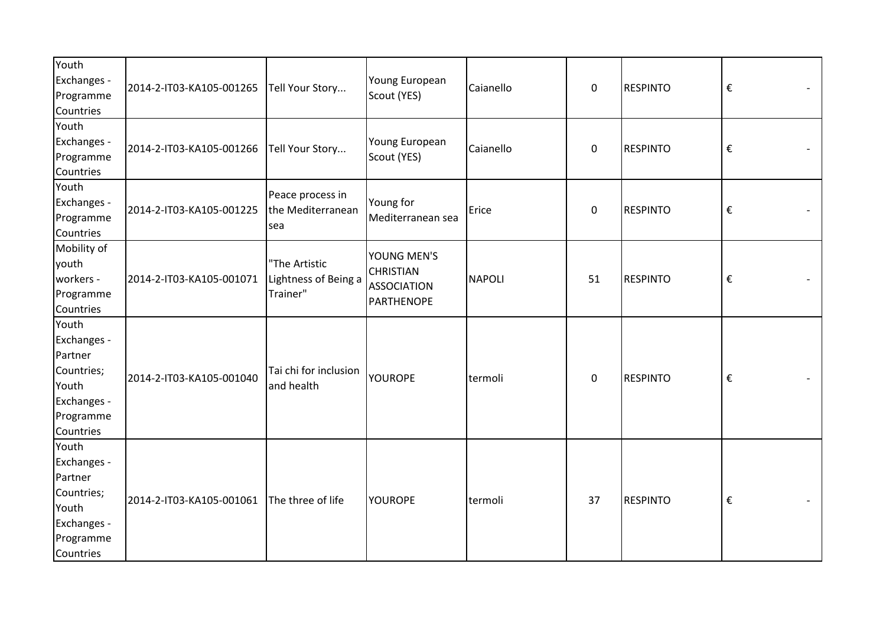| | | | | | | | |
|---|---|---|---|---|---|---|---|
| Youth Exchanges - Programme Countries | 2014-2-IT03-KA105-001265 | Tell Your Story... | Young European Scout (YES) | Caianello | 0 | RESPINTO | € - |
| Youth Exchanges - Programme Countries | 2014-2-IT03-KA105-001266 | Tell Your Story... | Young European Scout (YES) | Caianello | 0 | RESPINTO | € - |
| Youth Exchanges - Programme Countries | 2014-2-IT03-KA105-001225 | Peace process in the Mediterranean sea | Young for Mediterranean sea | Erice | 0 | RESPINTO | € - |
| Mobility of youth workers - Programme Countries | 2014-2-IT03-KA105-001071 | "The Artistic Lightness of Being a Trainer" | YOUNG MEN'S CHRISTIAN ASSOCIATION PARTHENOPE | NAPOLI | 51 | RESPINTO | € - |
| Youth Exchanges - Partner Countries; Youth Exchanges - Programme Countries | 2014-2-IT03-KA105-001040 | Tai chi for inclusion and health | YOUROPE | termoli | 0 | RESPINTO | € - |
| Youth Exchanges - Partner Countries; Youth Exchanges - Programme Countries | 2014-2-IT03-KA105-001061 | The three of life | YOUROPE | termoli | 37 | RESPINTO | € - |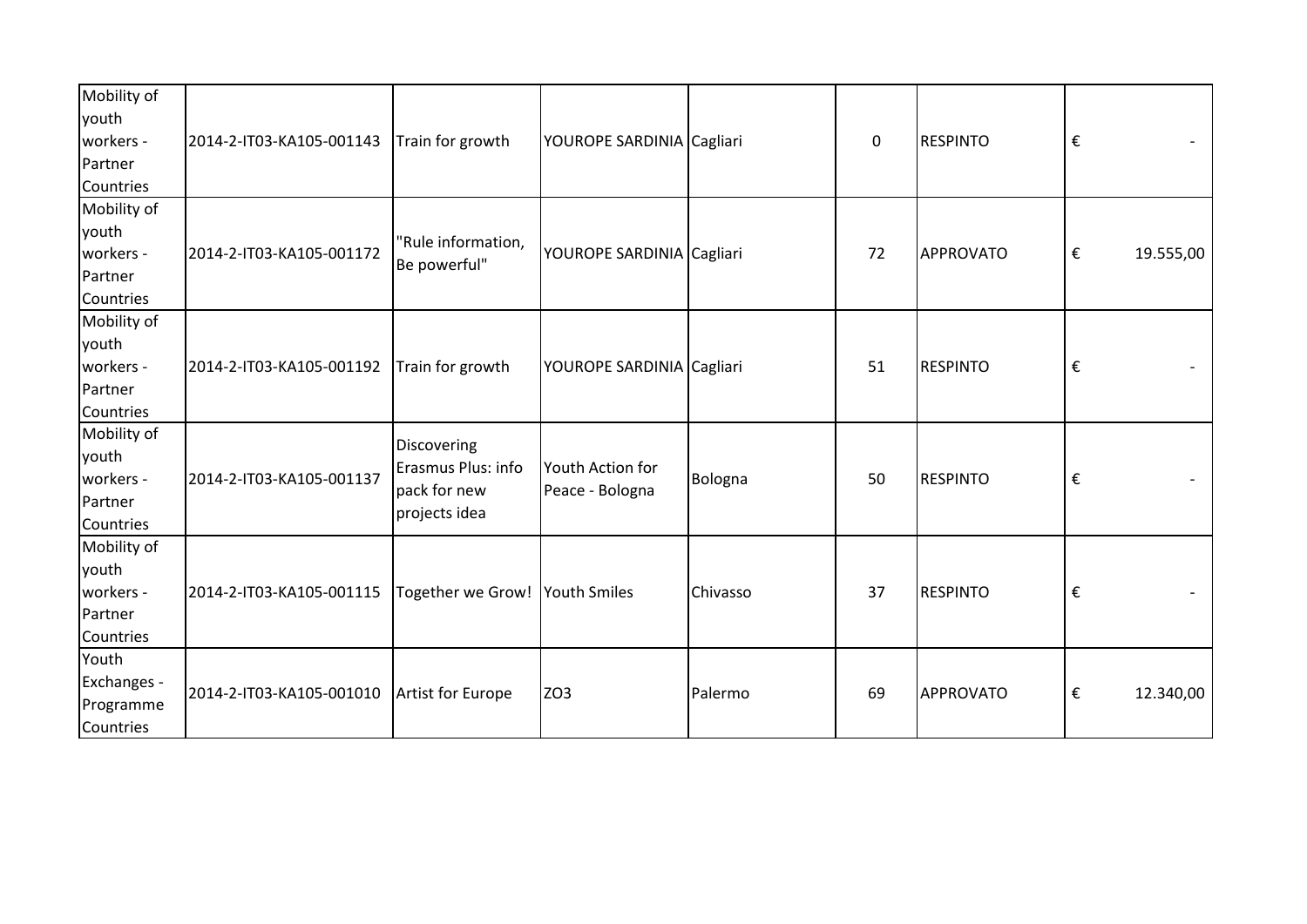| | | | | | | | |
|---|---|---|---|---|---|---|---|
| Mobility of youth workers - Partner Countries | 2014-2-IT03-KA105-001143 | Train for growth | YOUROPE SARDINIA | Cagliari | 0 | RESPINTO | € - |
| Mobility of youth workers - Partner Countries | 2014-2-IT03-KA105-001172 | "Rule information, Be powerful" | YOUROPE SARDINIA | Cagliari | 72 | APPROVATO | € 19.555,00 |
| Mobility of youth workers - Partner Countries | 2014-2-IT03-KA105-001192 | Train for growth | YOUROPE SARDINIA | Cagliari | 51 | RESPINTO | € - |
| Mobility of youth workers - Partner Countries | 2014-2-IT03-KA105-001137 | Discovering Erasmus Plus: info pack for new projects idea | Youth Action for Peace - Bologna | Bologna | 50 | RESPINTO | € - |
| Mobility of youth workers - Partner Countries | 2014-2-IT03-KA105-001115 | Together we Grow! | Youth Smiles | Chivasso | 37 | RESPINTO | € - |
| Youth Exchanges - Programme Countries | 2014-2-IT03-KA105-001010 | Artist for Europe | ZO3 | Palermo | 69 | APPROVATO | € 12.340,00 |